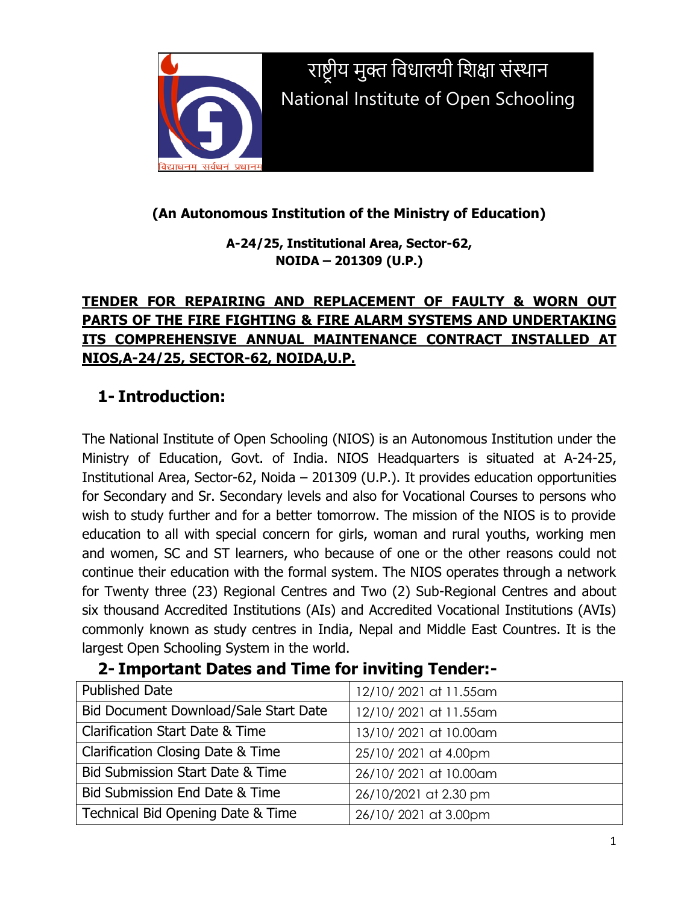राष्ट्रीय मुक्त विधालयी शिक्षा संस्थान

National Institute of Open Schooling

**(An Autonomous Institution of the Ministry of Education)**

**A-24/25, Institutional Area, Sector-62,**
**NOIDA – 201309 (U.P.)**

**TENDER FOR REPAIRING AND REPLACEMENT OF FAULTY & WORN OUT PARTS OF THE FIRE FIGHTING & FIRE ALARM SYSTEMS AND UNDERTAKING ITS COMPREHENSIVE ANNUAL MAINTENANCE CONTRACT INSTALLED AT NIOS,A-24/25, SECTOR-62, NOIDA,U.P.**

## 1- Introduction:

The National Institute of Open Schooling (NIOS) is an Autonomous Institution under the Ministry of Education, Govt. of India. NIOS Headquarters is situated at A-24-25, Institutional Area, Sector-62, Noida – 201309 (U.P.). It provides education opportunities for Secondary and Sr. Secondary levels and also for Vocational Courses to persons who wish to study further and for a better tomorrow. The mission of the NIOS is to provide education to all with special concern for girls, woman and rural youths, working men and women, SC and ST learners, who because of one or the other reasons could not continue their education with the formal system. The NIOS operates through a network for Twenty three (23) Regional Centres and Two (2) Sub-Regional Centres and about six thousand Accredited Institutions (AIs) and Accredited Vocational Institutions (AVIs) commonly known as study centres in India, Nepal and Middle East Countres. It is the largest Open Schooling System in the world.

## 2- Important Dates and Time for inviting Tender:-

| | |
|---|---|
| Published Date | 12/10/ 2021 at 11.55am |
| Bid Document Download/Sale Start Date | 12/10/ 2021 at 11.55am |
| Clarification Start Date & Time | 13/10/ 2021 at 10.00am |
| Clarification Closing Date & Time | 25/10/ 2021 at 4.00pm |
| Bid Submission Start Date & Time | 26/10/ 2021 at 10.00am |
| Bid Submission End Date & Time | 26/10/2021 at 2.30 pm |
| Technical Bid Opening Date & Time | 26/10/ 2021 at 3.00pm |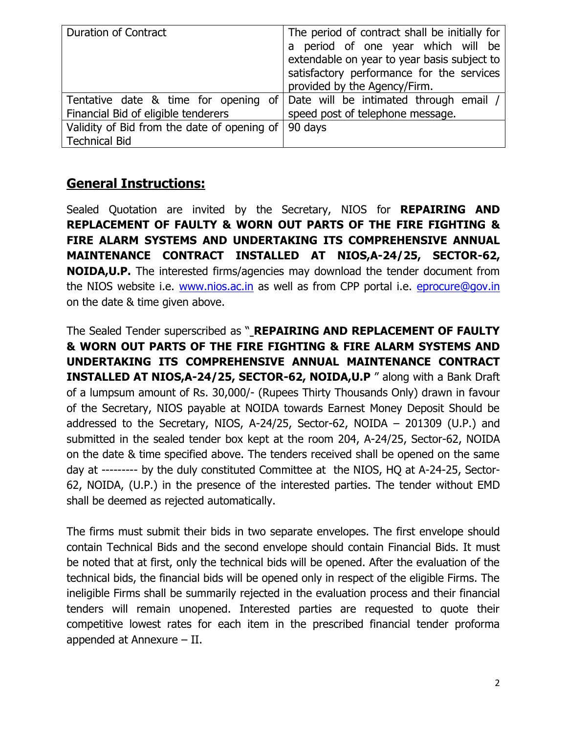| | |
|---|---|
| Duration of Contract | The period of contract shall be initially for a period of one year which will be extendable on year to year basis subject to satisfactory performance for the services provided by the Agency/Firm. |
| Tentative date & time for opening of Financial Bid of eligible tenderers | Date will be intimated through email / speed post of telephone message. |
| Validity of Bid from the date of opening of Technical Bid | 90 days |

## General Instructions:

Sealed Quotation are invited by the Secretary, NIOS for **REPAIRING AND REPLACEMENT OF FAULTY & WORN OUT PARTS OF THE FIRE FIGHTING & FIRE ALARM SYSTEMS AND UNDERTAKING ITS COMPREHENSIVE ANNUAL MAINTENANCE CONTRACT INSTALLED AT NIOS,A-24/25, SECTOR-62, NOIDA,U.P.** The interested firms/agencies may download the tender document from the NIOS website i.e. www.nios.ac.in as well as from CPP portal i.e. eprocure@gov.in on the date & time given above.

The Sealed Tender superscribed as " **REPAIRING AND REPLACEMENT OF FAULTY & WORN OUT PARTS OF THE FIRE FIGHTING & FIRE ALARM SYSTEMS AND UNDERTAKING ITS COMPREHENSIVE ANNUAL MAINTENANCE CONTRACT INSTALLED AT NIOS,A-24/25, SECTOR-62, NOIDA,U.P** " along with a Bank Draft of a lumpsum amount of Rs. 30,000/- (Rupees Thirty Thousands Only) drawn in favour of the Secretary, NIOS payable at NOIDA towards Earnest Money Deposit Should be addressed to the Secretary, NIOS, A-24/25, Sector-62, NOIDA – 201309 (U.P.) and submitted in the sealed tender box kept at the room 204, A-24/25, Sector-62, NOIDA on the date & time specified above. The tenders received shall be opened on the same day at --------- by the duly constituted Committee at the NIOS, HQ at A-24-25, Sector-62, NOIDA, (U.P.) in the presence of the interested parties. The tender without EMD shall be deemed as rejected automatically.

The firms must submit their bids in two separate envelopes. The first envelope should contain Technical Bids and the second envelope should contain Financial Bids. It must be noted that at first, only the technical bids will be opened. After the evaluation of the technical bids, the financial bids will be opened only in respect of the eligible Firms. The ineligible Firms shall be summarily rejected in the evaluation process and their financial tenders will remain unopened. Interested parties are requested to quote their competitive lowest rates for each item in the prescribed financial tender proforma appended at Annexure – II.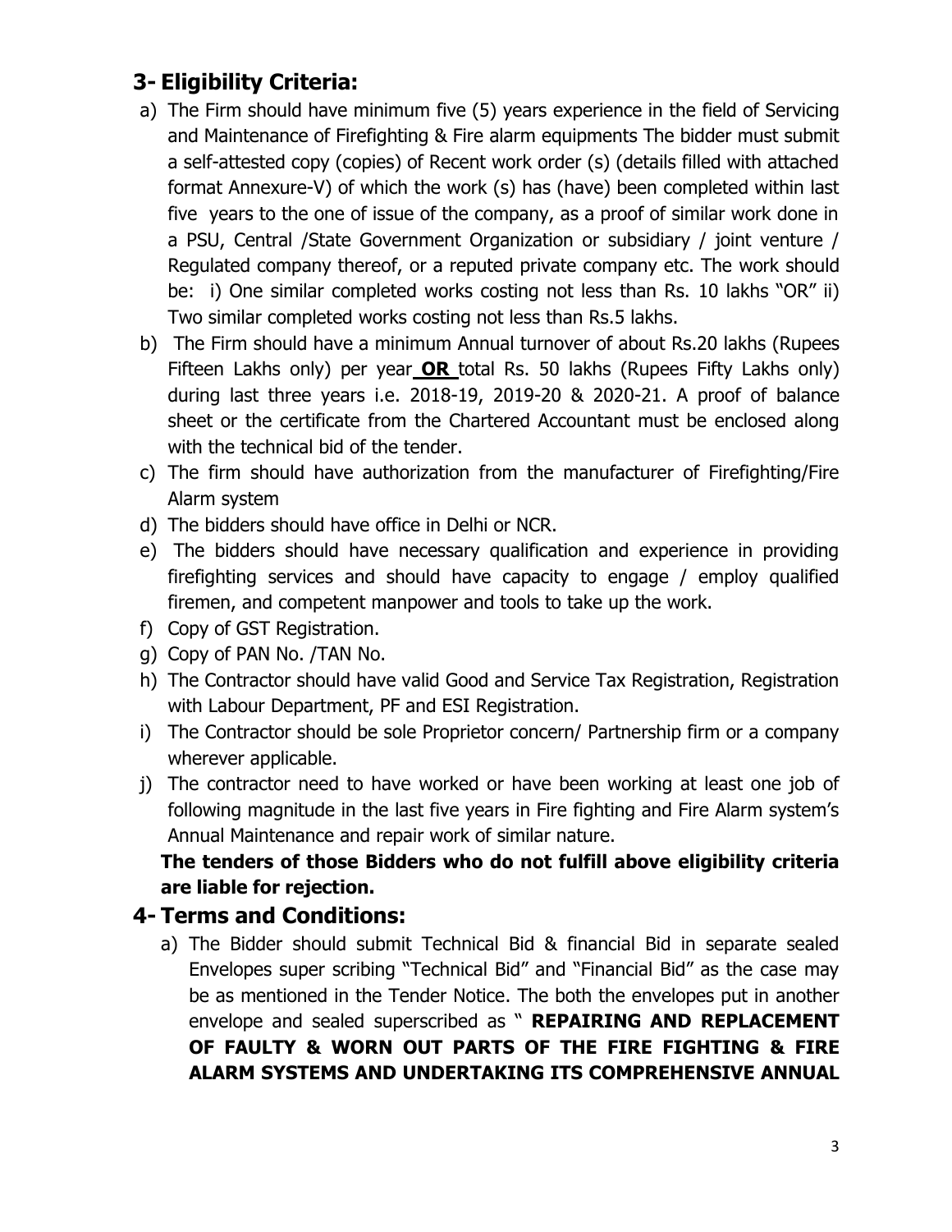## 3- Eligibility Criteria:

a) The Firm should have minimum five (5) years experience in the field of Servicing and Maintenance of Firefighting & Fire alarm equipments The bidder must submit a self-attested copy (copies) of Recent work order (s) (details filled with attached format Annexure-V) of which the work (s) has (have) been completed within last five years to the one of issue of the company, as a proof of similar work done in a PSU, Central /State Government Organization or subsidiary / joint venture / Regulated company thereof, or a reputed private company etc. The work should be: i) One similar completed works costing not less than Rs. 10 lakhs "OR" ii) Two similar completed works costing not less than Rs.5 lakhs.

b) The Firm should have a minimum Annual turnover of about Rs.20 lakhs (Rupees Fifteen Lakhs only) per year **OR** total Rs. 50 lakhs (Rupees Fifty Lakhs only) during last three years i.e. 2018-19, 2019-20 & 2020-21. A proof of balance sheet or the certificate from the Chartered Accountant must be enclosed along with the technical bid of the tender.

c) The firm should have authorization from the manufacturer of Firefighting/Fire Alarm system

d) The bidders should have office in Delhi or NCR.

e) The bidders should have necessary qualification and experience in providing firefighting services and should have capacity to engage / employ qualified firemen, and competent manpower and tools to take up the work.

f) Copy of GST Registration.

g) Copy of PAN No. /TAN No.

h) The Contractor should have valid Good and Service Tax Registration, Registration with Labour Department, PF and ESI Registration.

i) The Contractor should be sole Proprietor concern/ Partnership firm or a company wherever applicable.

j) The contractor need to have worked or have been working at least one job of following magnitude in the last five years in Fire fighting and Fire Alarm system's Annual Maintenance and repair work of similar nature.

**The tenders of those Bidders who do not fulfill above eligibility criteria are liable for rejection.**

## 4- Terms and Conditions:

a) The Bidder should submit Technical Bid & financial Bid in separate sealed Envelopes super scribing "Technical Bid" and "Financial Bid" as the case may be as mentioned in the Tender Notice. The both the envelopes put in another envelope and sealed superscribed as " **REPAIRING AND REPLACEMENT OF FAULTY & WORN OUT PARTS OF THE FIRE FIGHTING & FIRE ALARM SYSTEMS AND UNDERTAKING ITS COMPREHENSIVE ANNUAL**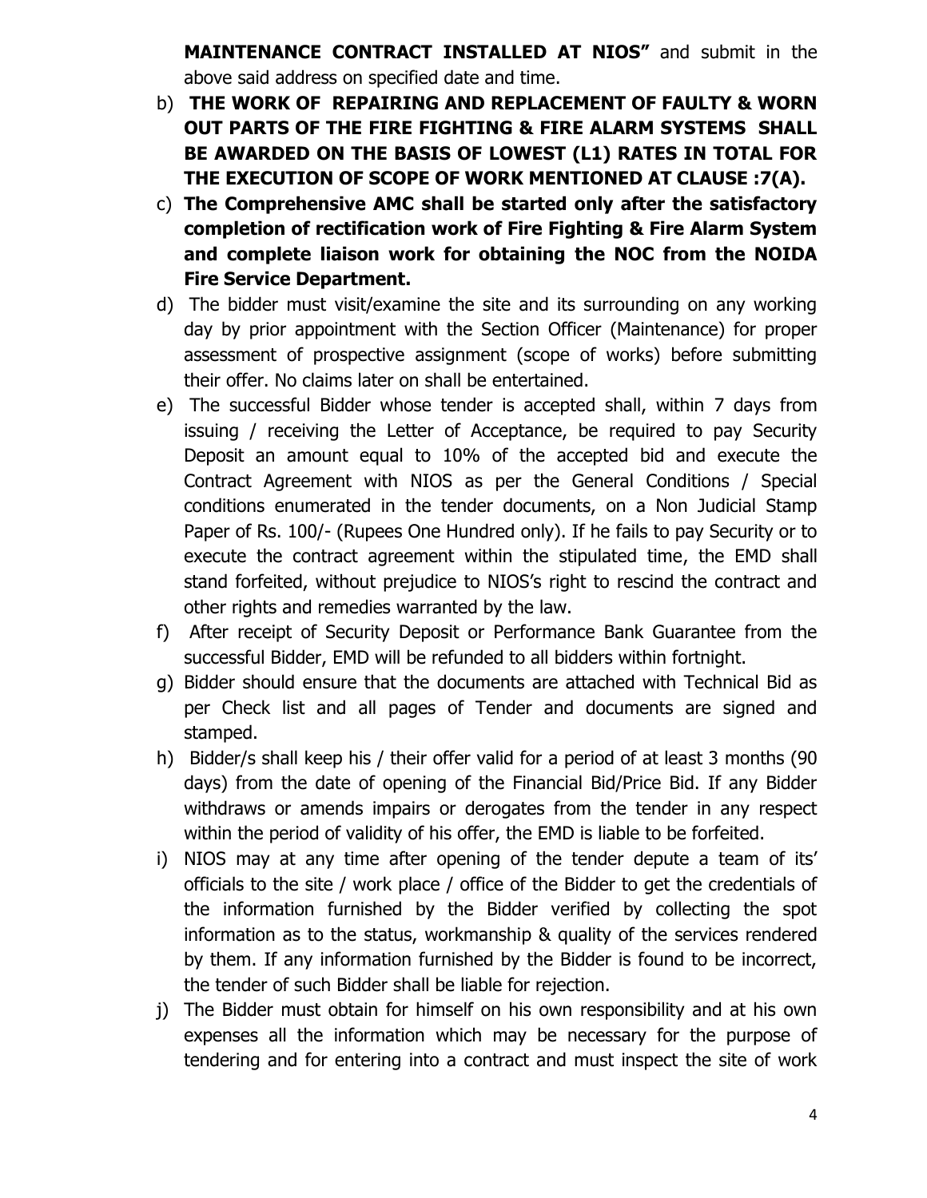**MAINTENANCE CONTRACT INSTALLED AT NIOS"** and submit in the above said address on specified date and time.

b) **THE WORK OF REPAIRING AND REPLACEMENT OF FAULTY & WORN OUT PARTS OF THE FIRE FIGHTING & FIRE ALARM SYSTEMS SHALL BE AWARDED ON THE BASIS OF LOWEST (L1) RATES IN TOTAL FOR THE EXECUTION OF SCOPE OF WORK MENTIONED AT CLAUSE :7(A).**

c) **The Comprehensive AMC shall be started only after the satisfactory completion of rectification work of Fire Fighting & Fire Alarm System and complete liaison work for obtaining the NOC from the NOIDA Fire Service Department.**

d) The bidder must visit/examine the site and its surrounding on any working day by prior appointment with the Section Officer (Maintenance) for proper assessment of prospective assignment (scope of works) before submitting their offer. No claims later on shall be entertained.

e) The successful Bidder whose tender is accepted shall, within 7 days from issuing / receiving the Letter of Acceptance, be required to pay Security Deposit an amount equal to 10% of the accepted bid and execute the Contract Agreement with NIOS as per the General Conditions / Special conditions enumerated in the tender documents, on a Non Judicial Stamp Paper of Rs. 100/- (Rupees One Hundred only). If he fails to pay Security or to execute the contract agreement within the stipulated time, the EMD shall stand forfeited, without prejudice to NIOS's right to rescind the contract and other rights and remedies warranted by the law.

f) After receipt of Security Deposit or Performance Bank Guarantee from the successful Bidder, EMD will be refunded to all bidders within fortnight.

g) Bidder should ensure that the documents are attached with Technical Bid as per Check list and all pages of Tender and documents are signed and stamped.

h) Bidder/s shall keep his / their offer valid for a period of at least 3 months (90 days) from the date of opening of the Financial Bid/Price Bid. If any Bidder withdraws or amends impairs or derogates from the tender in any respect within the period of validity of his offer, the EMD is liable to be forfeited.

i) NIOS may at any time after opening of the tender depute a team of its' officials to the site / work place / office of the Bidder to get the credentials of the information furnished by the Bidder verified by collecting the spot information as to the status, workmanship & quality of the services rendered by them. If any information furnished by the Bidder is found to be incorrect, the tender of such Bidder shall be liable for rejection.

j) The Bidder must obtain for himself on his own responsibility and at his own expenses all the information which may be necessary for the purpose of tendering and for entering into a contract and must inspect the site of work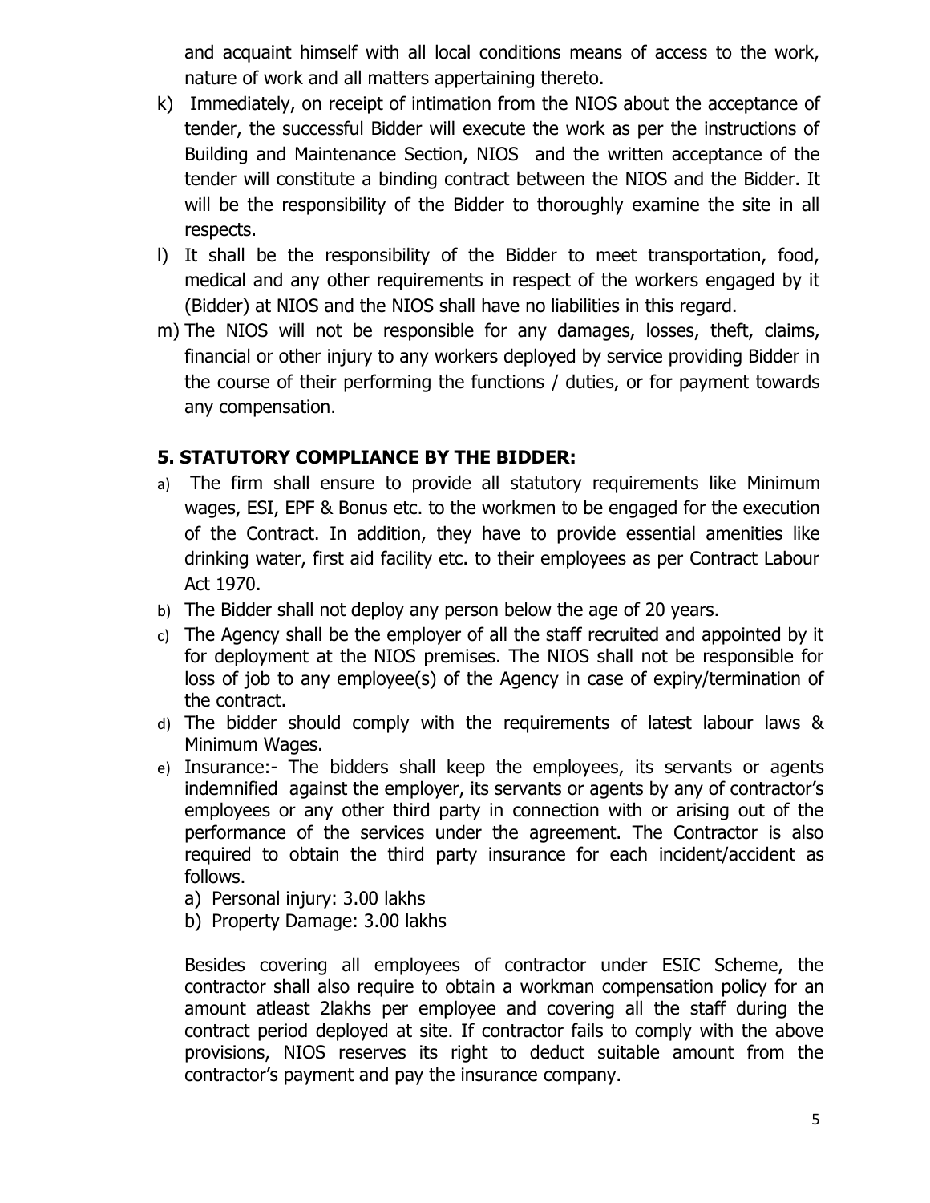and acquaint himself with all local conditions means of access to the work, nature of work and all matters appertaining thereto.

k) Immediately, on receipt of intimation from the NIOS about the acceptance of tender, the successful Bidder will execute the work as per the instructions of Building and Maintenance Section, NIOS and the written acceptance of the tender will constitute a binding contract between the NIOS and the Bidder. It will be the responsibility of the Bidder to thoroughly examine the site in all respects.

l) It shall be the responsibility of the Bidder to meet transportation, food, medical and any other requirements in respect of the workers engaged by it (Bidder) at NIOS and the NIOS shall have no liabilities in this regard.

m) The NIOS will not be responsible for any damages, losses, theft, claims, financial or other injury to any workers deployed by service providing Bidder in the course of their performing the functions / duties, or for payment towards any compensation.

## 5. STATUTORY COMPLIANCE BY THE BIDDER:

a) The firm shall ensure to provide all statutory requirements like Minimum wages, ESI, EPF & Bonus etc. to the workmen to be engaged for the execution of the Contract. In addition, they have to provide essential amenities like drinking water, first aid facility etc. to their employees as per Contract Labour Act 1970.

b) The Bidder shall not deploy any person below the age of 20 years.

c) The Agency shall be the employer of all the staff recruited and appointed by it for deployment at the NIOS premises. The NIOS shall not be responsible for loss of job to any employee(s) of the Agency in case of expiry/termination of the contract.

d) The bidder should comply with the requirements of latest labour laws & Minimum Wages.

e) Insurance:- The bidders shall keep the employees, its servants or agents indemnified against the employer, its servants or agents by any of contractor's employees or any other third party in connection with or arising out of the performance of the services under the agreement. The Contractor is also required to obtain the third party insurance for each incident/accident as follows.

   a) Personal injury: 3.00 lakhs
   b) Property Damage: 3.00 lakhs

   Besides covering all employees of contractor under ESIC Scheme, the contractor shall also require to obtain a workman compensation policy for an amount atleast 2lakhs per employee and covering all the staff during the contract period deployed at site. If contractor fails to comply with the above provisions, NIOS reserves its right to deduct suitable amount from the contractor's payment and pay the insurance company.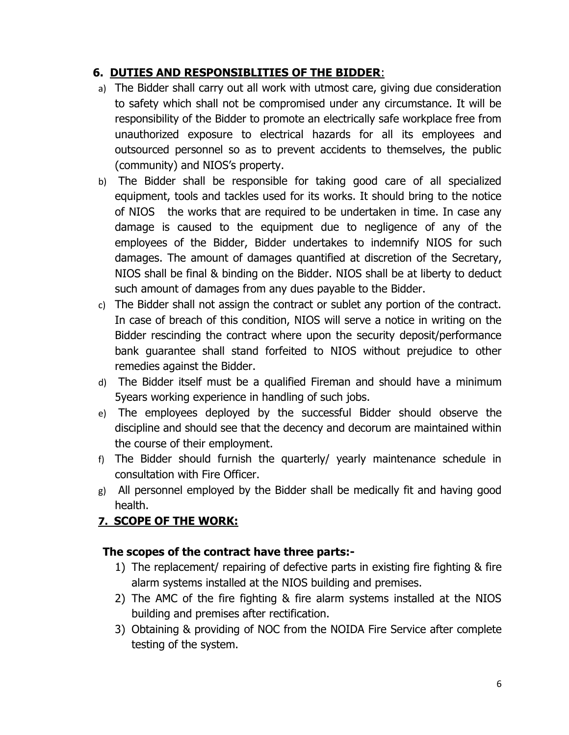## 6. <u>DUTIES AND RESPONSIBLITIES OF THE BIDDER</u>:

a) The Bidder shall carry out all work with utmost care, giving due consideration to safety which shall not be compromised under any circumstance. It will be responsibility of the Bidder to promote an electrically safe workplace free from unauthorized exposure to electrical hazards for all its employees and outsourced personnel so as to prevent accidents to themselves, the public (community) and NIOS's property.

b) The Bidder shall be responsible for taking good care of all specialized equipment, tools and tackles used for its works. It should bring to the notice of NIOS the works that are required to be undertaken in time. In case any damage is caused to the equipment due to negligence of any of the employees of the Bidder, Bidder undertakes to indemnify NIOS for such damages. The amount of damages quantified at discretion of the Secretary, NIOS shall be final & binding on the Bidder. NIOS shall be at liberty to deduct such amount of damages from any dues payable to the Bidder.

c) The Bidder shall not assign the contract or sublet any portion of the contract. In case of breach of this condition, NIOS will serve a notice in writing on the Bidder rescinding the contract where upon the security deposit/performance bank guarantee shall stand forfeited to NIOS without prejudice to other remedies against the Bidder.

d) The Bidder itself must be a qualified Fireman and should have a minimum 5years working experience in handling of such jobs.

e) The employees deployed by the successful Bidder should observe the discipline and should see that the decency and decorum are maintained within the course of their employment.

f) The Bidder should furnish the quarterly/ yearly maintenance schedule in consultation with Fire Officer.

g) All personnel employed by the Bidder shall be medically fit and having good health.

## 7. <u>SCOPE OF THE WORK:</u>

**The scopes of the contract have three parts:-**

1) The replacement/ repairing of defective parts in existing fire fighting & fire alarm systems installed at the NIOS building and premises.
2) The AMC of the fire fighting & fire alarm systems installed at the NIOS building and premises after rectification.
3) Obtaining & providing of NOC from the NOIDA Fire Service after complete testing of the system.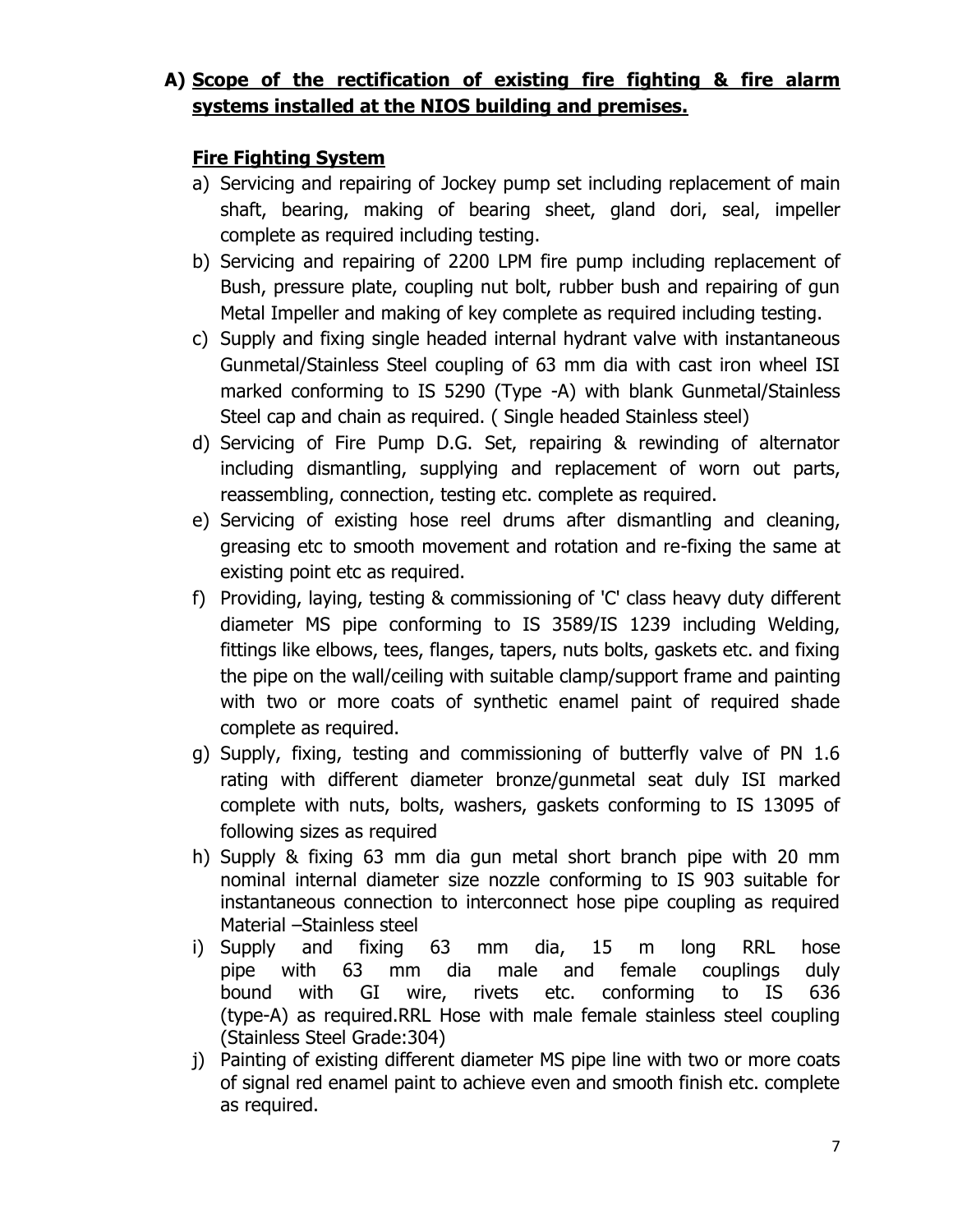## A) Scope of the rectification of existing fire fighting & fire alarm systems installed at the NIOS building and premises.

### Fire Fighting System

a) Servicing and repairing of Jockey pump set including replacement of main shaft, bearing, making of bearing sheet, gland dori, seal, impeller complete as required including testing.

b) Servicing and repairing of 2200 LPM fire pump including replacement of Bush, pressure plate, coupling nut bolt, rubber bush and repairing of gun Metal Impeller and making of key complete as required including testing.

c) Supply and fixing single headed internal hydrant valve with instantaneous Gunmetal/Stainless Steel coupling of 63 mm dia with cast iron wheel ISI marked conforming to IS 5290 (Type -A) with blank Gunmetal/Stainless Steel cap and chain as required. ( Single headed Stainless steel)

d) Servicing of Fire Pump D.G. Set, repairing & rewinding of alternator including dismantling, supplying and replacement of worn out parts, reassembling, connection, testing etc. complete as required.

e) Servicing of existing hose reel drums after dismantling and cleaning, greasing etc to smooth movement and rotation and re-fixing the same at existing point etc as required.

f) Providing, laying, testing & commissioning of 'C' class heavy duty different diameter MS pipe conforming to IS 3589/IS 1239 including Welding, fittings like elbows, tees, flanges, tapers, nuts bolts, gaskets etc. and fixing the pipe on the wall/ceiling with suitable clamp/support frame and painting with two or more coats of synthetic enamel paint of required shade complete as required.

g) Supply, fixing, testing and commissioning of butterfly valve of PN 1.6 rating with different diameter bronze/gunmetal seat duly ISI marked complete with nuts, bolts, washers, gaskets conforming to IS 13095 of following sizes as required

h) Supply & fixing 63 mm dia gun metal short branch pipe with 20 mm nominal internal diameter size nozzle conforming to IS 903 suitable for instantaneous connection to interconnect hose pipe coupling as required Material –Stainless steel

i) Supply and fixing 63 mm dia, 15 m long RRL hose pipe with 63 mm dia male and female couplings duly bound with GI wire, rivets etc. conforming to IS 636 (type-A) as required.RRL Hose with male female stainless steel coupling (Stainless Steel Grade:304)

j) Painting of existing different diameter MS pipe line with two or more coats of signal red enamel paint to achieve even and smooth finish etc. complete as required.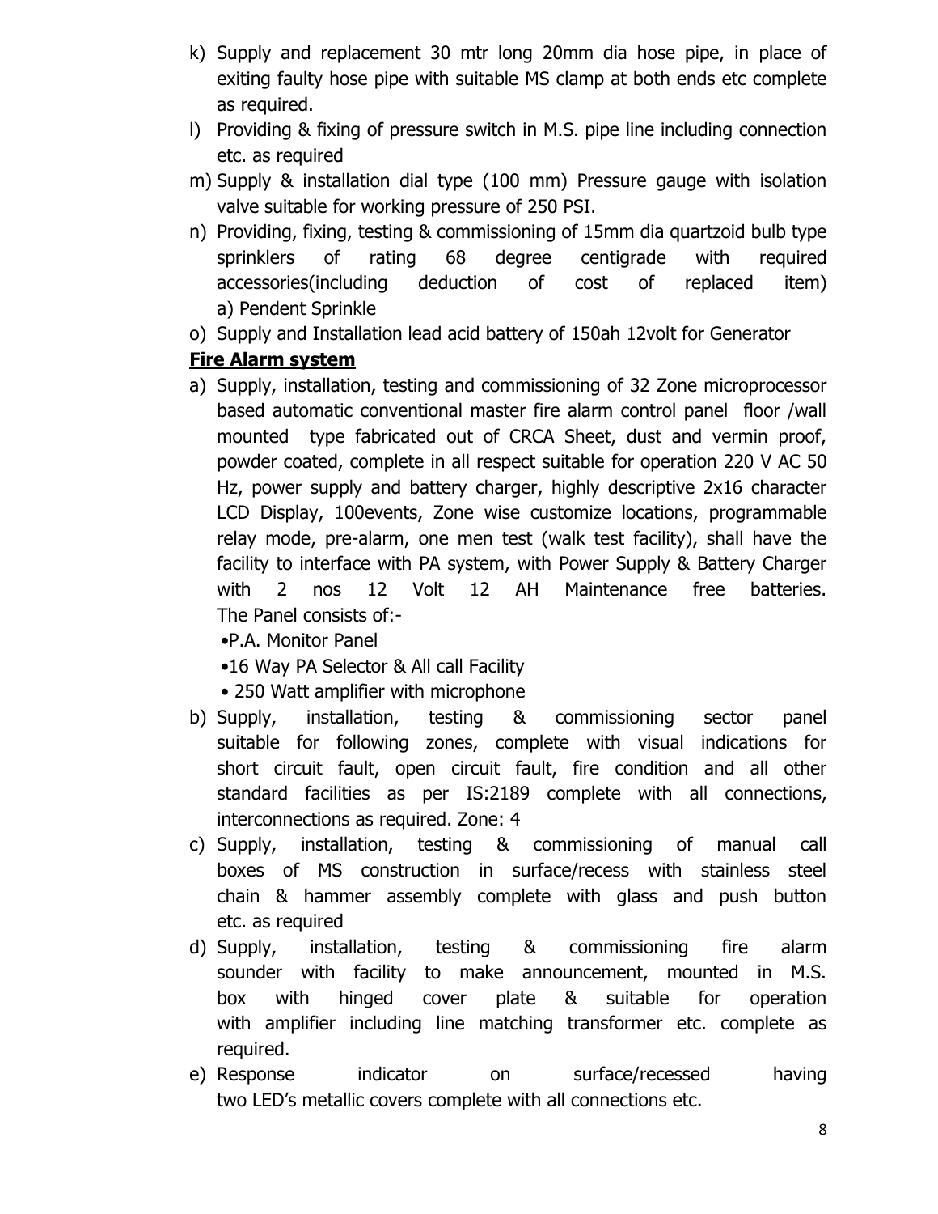k) Supply and replacement 30 mtr long 20mm dia hose pipe, in place of exiting faulty hose pipe with suitable MS clamp at both ends etc complete as required.

l) Providing & fixing of pressure switch in M.S. pipe line including connection etc. as required

m) Supply & installation dial type (100 mm) Pressure gauge with isolation valve suitable for working pressure of 250 PSI.

n) Providing, fixing, testing & commissioning of 15mm dia quartzoid bulb type sprinklers of rating 68 degree centigrade with required accessories(including deduction of cost of replaced item)
a) Pendent Sprinkle

o) Supply and Installation lead acid battery of 150ah 12volt for Generator

**Fire Alarm system**

a) Supply, installation, testing and commissioning of 32 Zone microprocessor based automatic conventional master fire alarm control panel floor /wall mounted type fabricated out of CRCA Sheet, dust and vermin proof, powder coated, complete in all respect suitable for operation 220 V AC 50 Hz, power supply and battery charger, highly descriptive 2x16 character LCD Display, 100events, Zone wise customize locations, programmable relay mode, pre-alarm, one men test (walk test facility), shall have the facility to interface with PA system, with Power Supply & Battery Charger with 2 nos 12 Volt 12 AH Maintenance free batteries.
The Panel consists of:-
•P.A. Monitor Panel
•16 Way PA Selector & All call Facility
• 250 Watt amplifier with microphone

b) Supply, installation, testing & commissioning sector panel suitable for following zones, complete with visual indications for short circuit fault, open circuit fault, fire condition and all other standard facilities as per IS:2189 complete with all connections, interconnections as required. Zone: 4

c) Supply, installation, testing & commissioning of manual call boxes of MS construction in surface/recess with stainless steel chain & hammer assembly complete with glass and push button etc. as required

d) Supply, installation, testing & commissioning fire alarm sounder with facility to make announcement, mounted in M.S. box with hinged cover plate & suitable for operation with amplifier including line matching transformer etc. complete as required.

e) Response indicator on surface/recessed having two LED's metallic covers complete with all connections etc.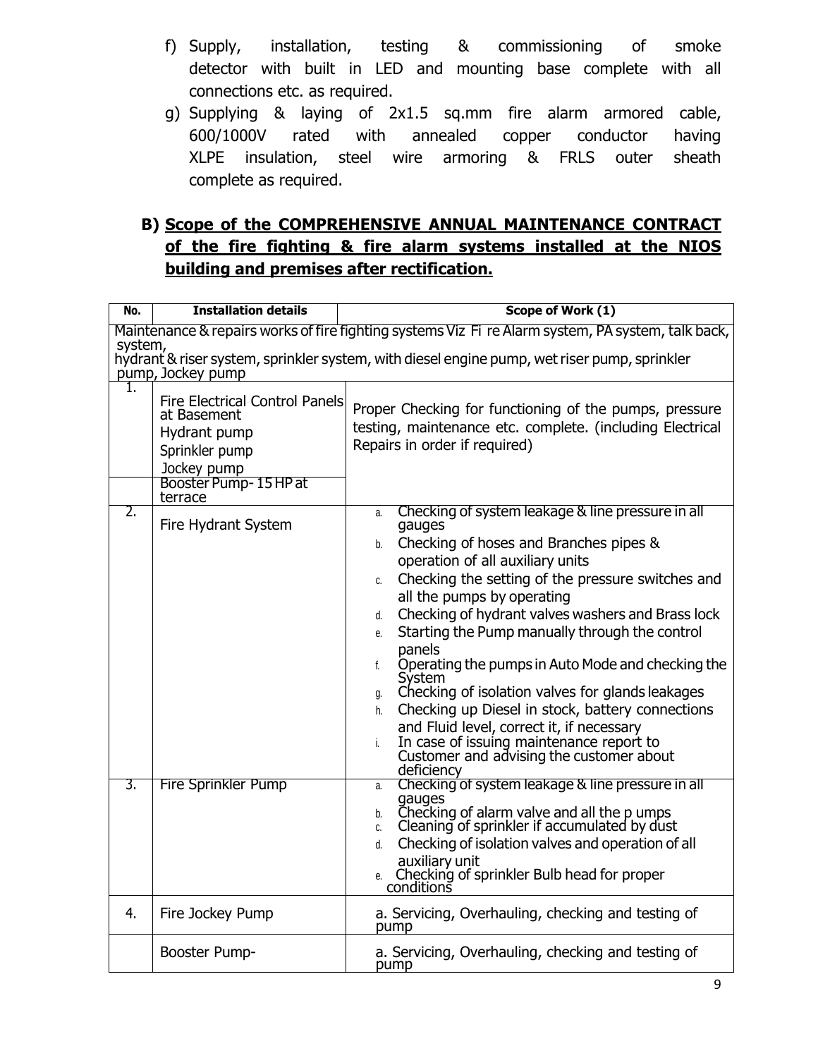f) Supply, installation, testing & commissioning of smoke detector with built in LED and mounting base complete with all connections etc. as required.

g) Supplying & laying of 2x1.5 sq.mm fire alarm armored cable, 600/1000V rated with annealed copper conductor having XLPE insulation, steel wire armoring & FRLS outer sheath complete as required.

## B) Scope of the COMPREHENSIVE ANNUAL MAINTENANCE CONTRACT of the fire fighting & fire alarm systems installed at the NIOS building and premises after rectification.

| No. | Installation details | Scope of Work (1) |
|---|---|---|
| Maintenance & repairs works of fire fighting systems Viz Fi re Alarm system, PA system, talk back, system, hydrant & riser system, sprinkler system, with diesel engine pump, wet riser pump, sprinkler pump, Jockey pump | | |
| 1. | Fire Electrical Control Panels at Basement<br>Hydrant pump<br>Sprinkler pump<br>Jockey pump | Proper Checking for functioning of the pumps, pressure testing, maintenance etc. complete. (including Electrical Repairs in order if required) |
| | Booster Pump- 15 HP at terrace | |
| 2. | Fire Hydrant System | a. Checking of system leakage & line pressure in all gauges<br>b. Checking of hoses and Branches pipes & operation of all auxiliary units<br>c. Checking the setting of the pressure switches and all the pumps by operating<br>d. Checking of hydrant valves washers and Brass lock<br>e. Starting the Pump manually through the control panels<br>f. Operating the pumps in Auto Mode and checking the System<br>g. Checking of isolation valves for glands leakages<br>h. Checking up Diesel in stock, battery connections and Fluid level, correct it, if necessary<br>i. In case of issuing maintenance report to Customer and advising the customer about deficiency |
| 3. | Fire Sprinkler Pump | a. Checking of system leakage & line pressure in all gauges<br>b. Checking of alarm valve and all the p umps<br>c. Cleaning of sprinkler if accumulated by dust<br>d. Checking of isolation valves and operation of all auxiliary unit<br>e. Checking of sprinkler Bulb head for proper conditions |
| 4. | Fire Jockey Pump | a. Servicing, Overhauling, checking and testing of pump |
| | Booster Pump- | a. Servicing, Overhauling, checking and testing of pump |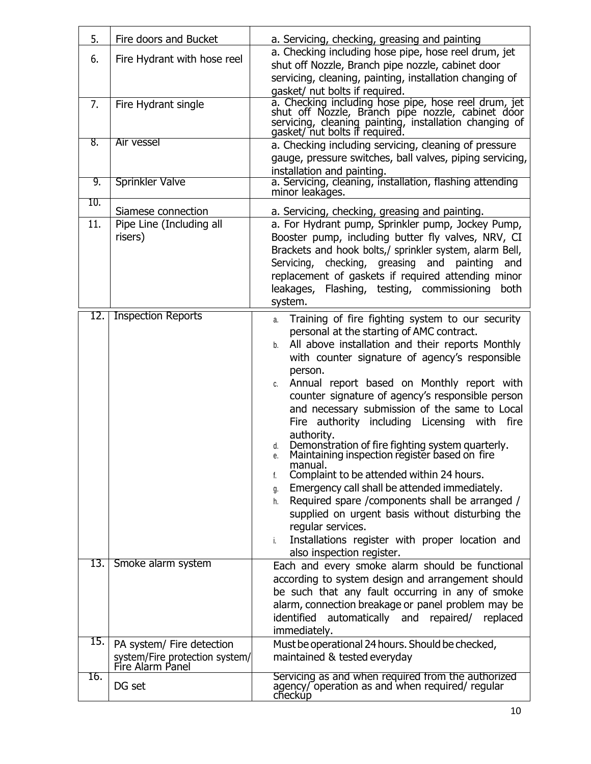| | | |
|---|---|---|
| 5. | Fire doors and Bucket | a. Servicing, checking, greasing and painting |
| 6. | Fire Hydrant with hose reel | a. Checking including hose pipe, hose reel drum, jet shut off Nozzle, Branch pipe nozzle, cabinet door servicing, cleaning, painting, installation changing of gasket/ nut bolts if required. |
| 7. | Fire Hydrant single | a. Checking including hose pipe, hose reel drum, jet shut off Nozzle, Branch pipe nozzle, cabinet door servicing, cleaning painting, installation changing of gasket/ nut bolts if required. |
| 8. | Air vessel | a. Checking including servicing, cleaning of pressure gauge, pressure switches, ball valves, piping servicing, installation and painting. |
| 9. | Sprinkler Valve | a. Servicing, cleaning, installation, flashing attending minor leakages. |
| 10. | Siamese connection | a. Servicing, checking, greasing and painting. |
| 11. | Pipe Line (Including all risers) | a. For Hydrant pump, Sprinkler pump, Jockey Pump, Booster pump, including butter fly valves, NRV, CI Brackets and hook bolts,/ sprinkler system, alarm Bell, Servicing, checking, greasing and painting and replacement of gaskets if required attending minor leakages, Flashing, testing, commissioning both system. |
| 12. | Inspection Reports | a. Training of fire fighting system to our security personal at the starting of AMC contract.<br>b. All above installation and their reports Monthly with counter signature of agency's responsible person.<br>c. Annual report based on Monthly report with counter signature of agency's responsible person and necessary submission of the same to Local Fire authority including Licensing with fire authority.<br>d. Demonstration of fire fighting system quarterly.<br>e. Maintaining inspection register based on fire manual.<br>f. Complaint to be attended within 24 hours.<br>g. Emergency call shall be attended immediately.<br>h. Required spare /components shall be arranged / supplied on urgent basis without disturbing the regular services.<br>i. Installations register with proper location and also inspection register. |
| 13. | Smoke alarm system | Each and every smoke alarm should be functional according to system design and arrangement should be such that any fault occurring in any of smoke alarm, connection breakage or panel problem may be identified automatically and repaired/ replaced immediately. |
| 15. | PA system/ Fire detection system/Fire protection system/ Fire Alarm Panel | Must be operational 24 hours. Should be checked, maintained & tested everyday |
| 16. | DG set | Servicing as and when required from the authorized agency/ operation as and when required/ regular checkup |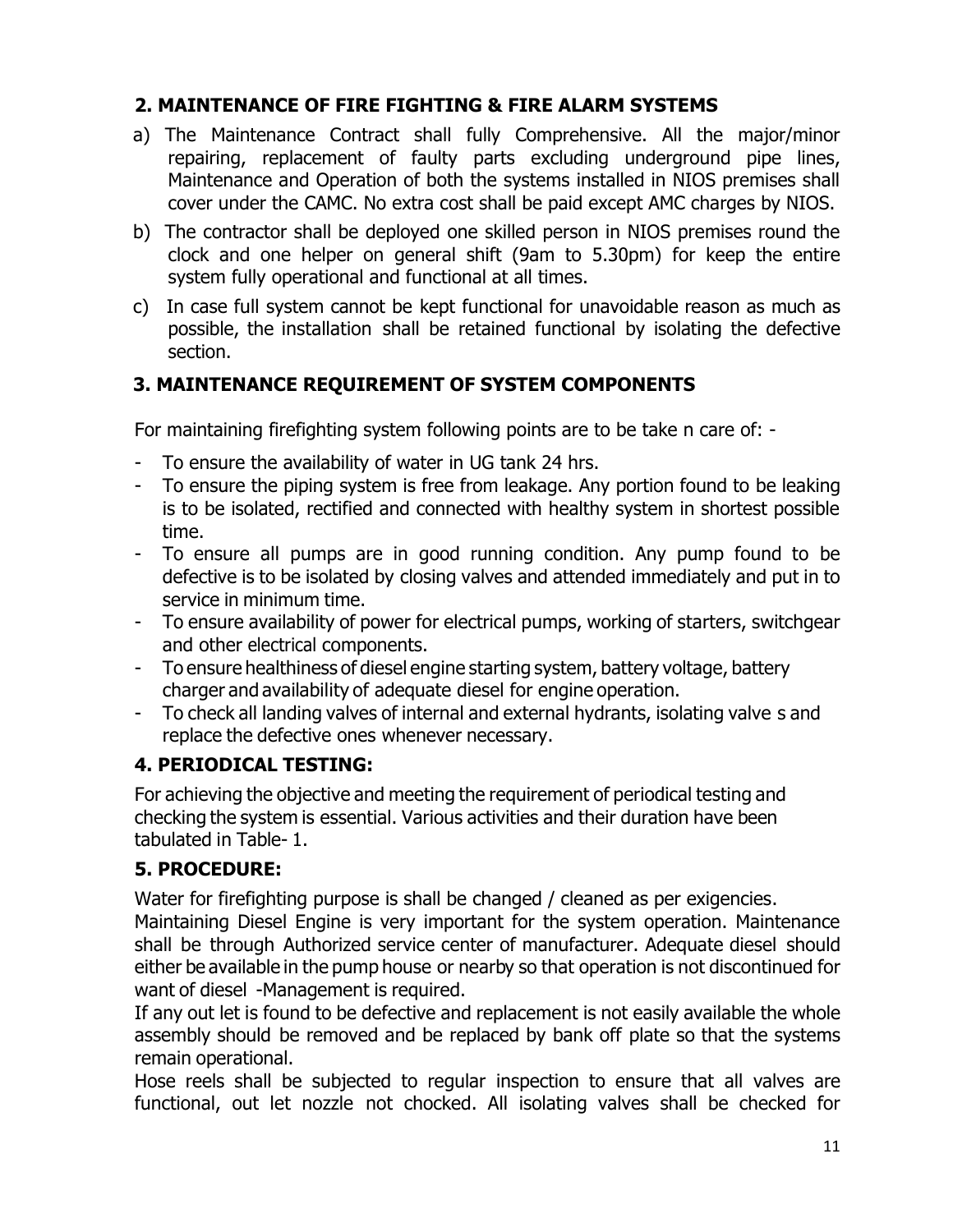## 2. MAINTENANCE OF FIRE FIGHTING & FIRE ALARM SYSTEMS

a) The Maintenance Contract shall fully Comprehensive. All the major/minor repairing, replacement of faulty parts excluding underground pipe lines, Maintenance and Operation of both the systems installed in NIOS premises shall cover under the CAMC. No extra cost shall be paid except AMC charges by NIOS.

b) The contractor shall be deployed one skilled person in NIOS premises round the clock and one helper on general shift (9am to 5.30pm) for keep the entire system fully operational and functional at all times.

c) In case full system cannot be kept functional for unavoidable reason as much as possible, the installation shall be retained functional by isolating the defective section.

## 3. MAINTENANCE REQUIREMENT OF SYSTEM COMPONENTS

For maintaining firefighting system following points are to be take n care of: -

- To ensure the availability of water in UG tank 24 hrs.
- To ensure the piping system is free from leakage. Any portion found to be leaking is to be isolated, rectified and connected with healthy system in shortest possible time.
- To ensure all pumps are in good running condition. Any pump found to be defective is to be isolated by closing valves and attended immediately and put in to service in minimum time.
- To ensure availability of power for electrical pumps, working of starters, switchgear and other electrical components.
- To ensure healthiness of diesel engine starting system, battery voltage, battery charger and availability of adequate diesel for engine operation.
- To check all landing valves of internal and external hydrants, isolating valve s and replace the defective ones whenever necessary.

## 4. PERIODICAL TESTING:

For achieving the objective and meeting the requirement of periodical testing and checking the system is essential. Various activities and their duration have been tabulated in Table- 1.

## 5. PROCEDURE:

Water for firefighting purpose is shall be changed / cleaned as per exigencies.

Maintaining Diesel Engine is very important for the system operation. Maintenance shall be through Authorized service center of manufacturer. Adequate diesel should either be available in the pump house or nearby so that operation is not discontinued for want of diesel -Management is required.

If any out let is found to be defective and replacement is not easily available the whole assembly should be removed and be replaced by bank off plate so that the systems remain operational.

Hose reels shall be subjected to regular inspection to ensure that all valves are functional, out let nozzle not chocked. All isolating valves shall be checked for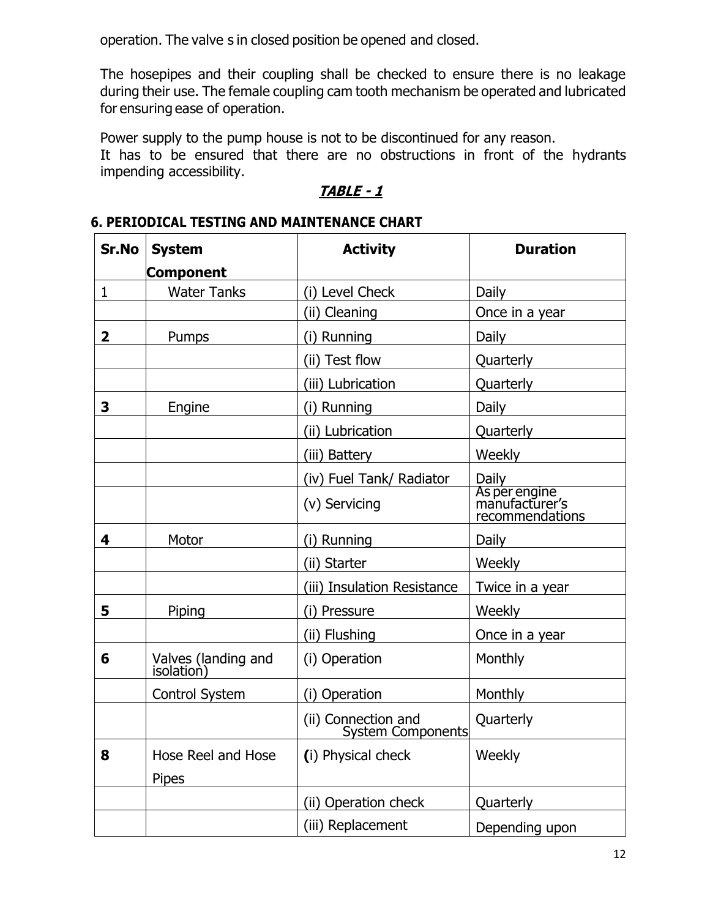operation. The valve s in closed position be opened and closed.

The hosepipes and their coupling shall be checked to ensure there is no leakage during their use. The female coupling cam tooth mechanism be operated and lubricated for ensuring ease of operation.

Power supply to the pump house is not to be discontinued for any reason.
It has to be ensured that there are no obstructions in front of the hydrants impending accessibility.

***TABLE - 1***

**6. PERIODICAL TESTING AND MAINTENANCE CHART**

| Sr.No | System Component | Activity | Duration |
|---|---|---|---|
| 1 | Water Tanks | (i) Level Check | Daily |
| | | (ii) Cleaning | Once in a year |
| **2** | Pumps | (i) Running | Daily |
| | | (ii) Test flow | Quarterly |
| | | (iii) Lubrication | Quarterly |
| **3** | Engine | (i) Running | Daily |
| | | (ii) Lubrication | Quarterly |
| | | (iii) Battery | Weekly |
| | | (iv) Fuel Tank/ Radiator | Daily |
| | | (v) Servicing | As per engine manufacturer's recommendations |
| **4** | Motor | (i) Running | Daily |
| | | (ii) Starter | Weekly |
| | | (iii) Insulation Resistance | Twice in a year |
| **5** | Piping | (i) Pressure | Weekly |
| | | (ii) Flushing | Once in a year |
| **6** | Valves (landing and isolation) | (i) Operation | Monthly |
| | Control System | (i) Operation | Monthly |
| | | (ii) Connection and System Components | Quarterly |
| **8** | Hose Reel and Hose Pipes | **(**i) Physical check | Weekly |
| | | (ii) Operation check | Quarterly |
| | | (iii) Replacement | Depending upon |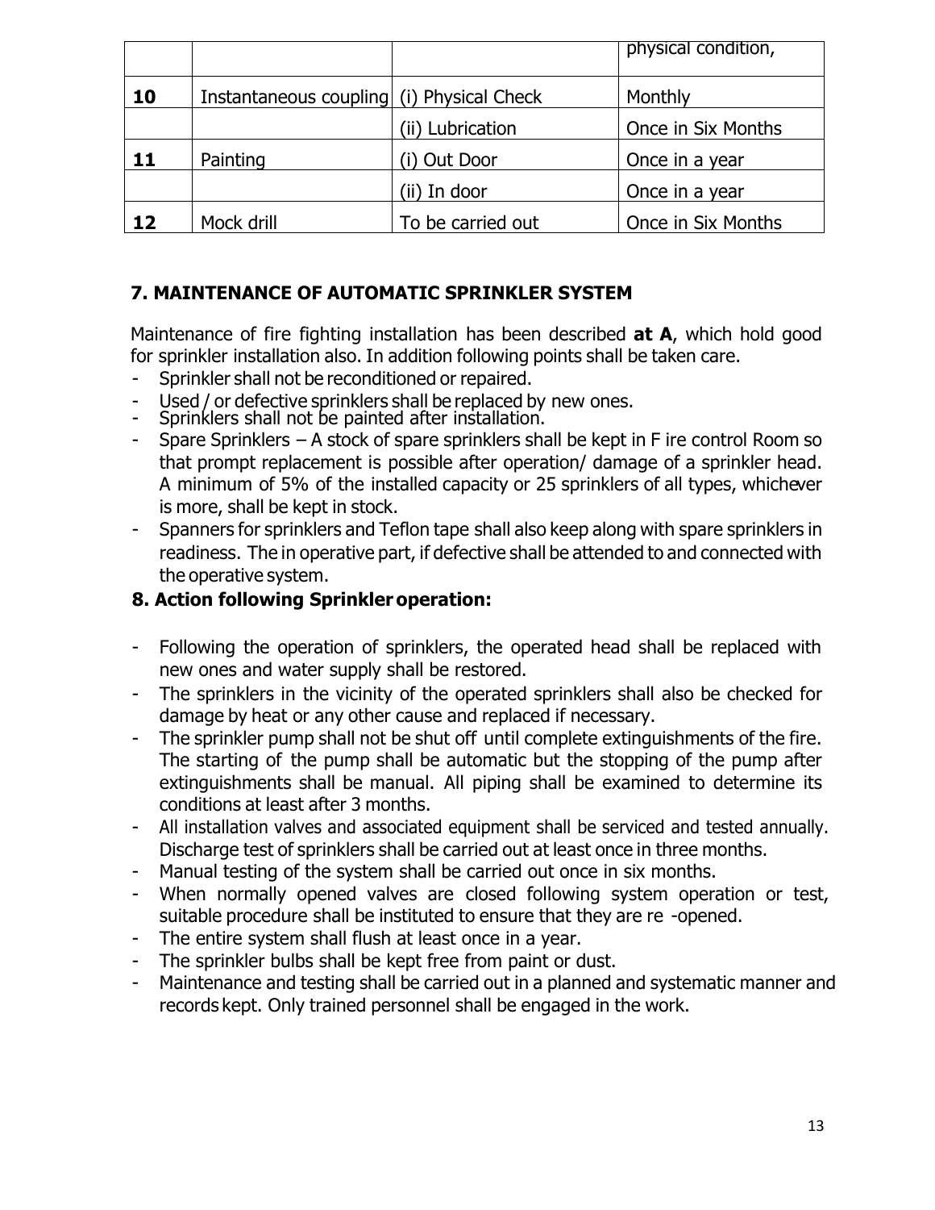| | | | physical condition, |
|---|---|---|---|
| **10** | Instantaneous coupling | (i) Physical Check | Monthly |
| | | (ii) Lubrication | Once in Six Months |
| **11** | Painting | (i) Out Door | Once in a year |
| | | (ii) In door | Once in a year |
| **12** | Mock drill | To be carried out | Once in Six Months |

## 7. MAINTENANCE OF AUTOMATIC SPRINKLER SYSTEM

Maintenance of fire fighting installation has been described **at A**, which hold good for sprinkler installation also. In addition following points shall be taken care.

- Sprinkler shall not be reconditioned or repaired.
- Used / or defective sprinklers shall be replaced by new ones.
- Sprinklers shall not be painted after installation.
- Spare Sprinklers – A stock of spare sprinklers shall be kept in F ire control Room so that prompt replacement is possible after operation/ damage of a sprinkler head. A minimum of 5% of the installed capacity or 25 sprinklers of all types, whichever is more, shall be kept in stock.
- Spanners for sprinklers and Teflon tape shall also keep along with spare sprinklers in readiness. The in operative part, if defective shall be attended to and connected with the operative system.

## 8. Action following Sprinkler operation:

- Following the operation of sprinklers, the operated head shall be replaced with new ones and water supply shall be restored.
- The sprinklers in the vicinity of the operated sprinklers shall also be checked for damage by heat or any other cause and replaced if necessary.
- The sprinkler pump shall not be shut off until complete extinguishments of the fire. The starting of the pump shall be automatic but the stopping of the pump after extinguishments shall be manual. All piping shall be examined to determine its conditions at least after 3 months.
- All installation valves and associated equipment shall be serviced and tested annually. Discharge test of sprinklers shall be carried out at least once in three months.
- Manual testing of the system shall be carried out once in six months.
- When normally opened valves are closed following system operation or test, suitable procedure shall be instituted to ensure that they are re -opened.
- The entire system shall flush at least once in a year.
- The sprinkler bulbs shall be kept free from paint or dust.
- Maintenance and testing shall be carried out in a planned and systematic manner and records kept. Only trained personnel shall be engaged in the work.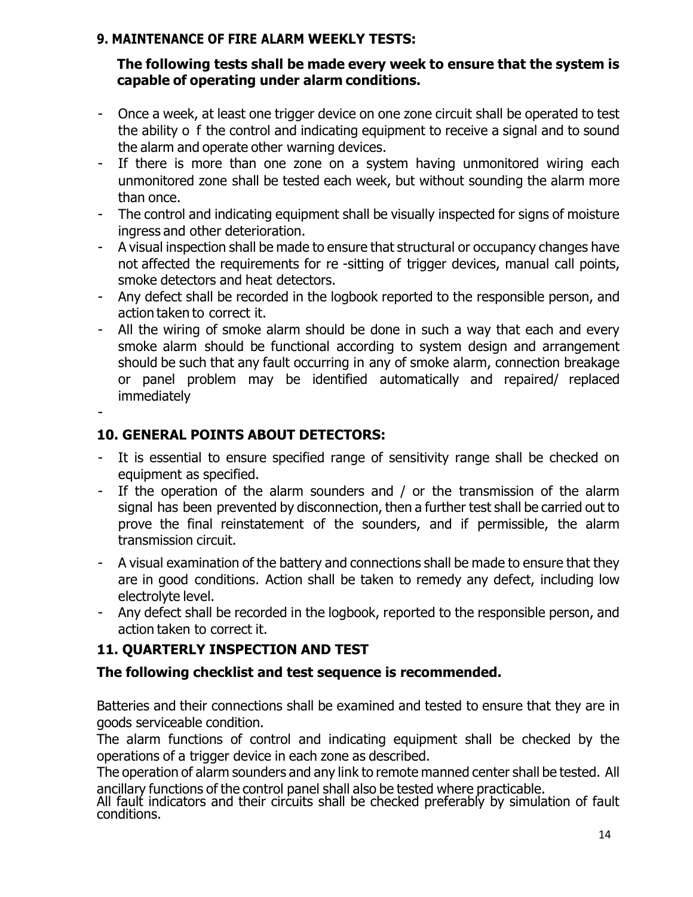## 9. MAINTENANCE OF FIRE ALARM WEEKLY TESTS:

**The following tests shall be made every week to ensure that the system is capable of operating under alarm conditions.**

- Once a week, at least one trigger device on one zone circuit shall be operated to test the ability o f the control and indicating equipment to receive a signal and to sound the alarm and operate other warning devices.
- If there is more than one zone on a system having unmonitored wiring each unmonitored zone shall be tested each week, but without sounding the alarm more than once.
- The control and indicating equipment shall be visually inspected for signs of moisture ingress and other deterioration.
- A visual inspection shall be made to ensure that structural or occupancy changes have not affected the requirements for re -sitting of trigger devices, manual call points, smoke detectors and heat detectors.
- Any defect shall be recorded in the logbook reported to the responsible person, and action taken to correct it.
- All the wiring of smoke alarm should be done in such a way that each and every smoke alarm should be functional according to system design and arrangement should be such that any fault occurring in any of smoke alarm, connection breakage or panel problem may be identified automatically and repaired/ replaced immediately
-

## 10. GENERAL POINTS ABOUT DETECTORS:

- It is essential to ensure specified range of sensitivity range shall be checked on equipment as specified.
- If the operation of the alarm sounders and / or the transmission of the alarm signal has been prevented by disconnection, then a further test shall be carried out to prove the final reinstatement of the sounders, and if permissible, the alarm transmission circuit.
- A visual examination of the battery and connections shall be made to ensure that they are in good conditions. Action shall be taken to remedy any defect, including low electrolyte level.
- Any defect shall be recorded in the logbook, reported to the responsible person, and action taken to correct it.

## 11. QUARTERLY INSPECTION AND TEST

**The following checklist and test sequence is recommended.**

Batteries and their connections shall be examined and tested to ensure that they are in goods serviceable condition.

The alarm functions of control and indicating equipment shall be checked by the operations of a trigger device in each zone as described.

The operation of alarm sounders and any link to remote manned center shall be tested. All ancillary functions of the control panel shall also be tested where practicable.

All fault indicators and their circuits shall be checked preferably by simulation of fault conditions.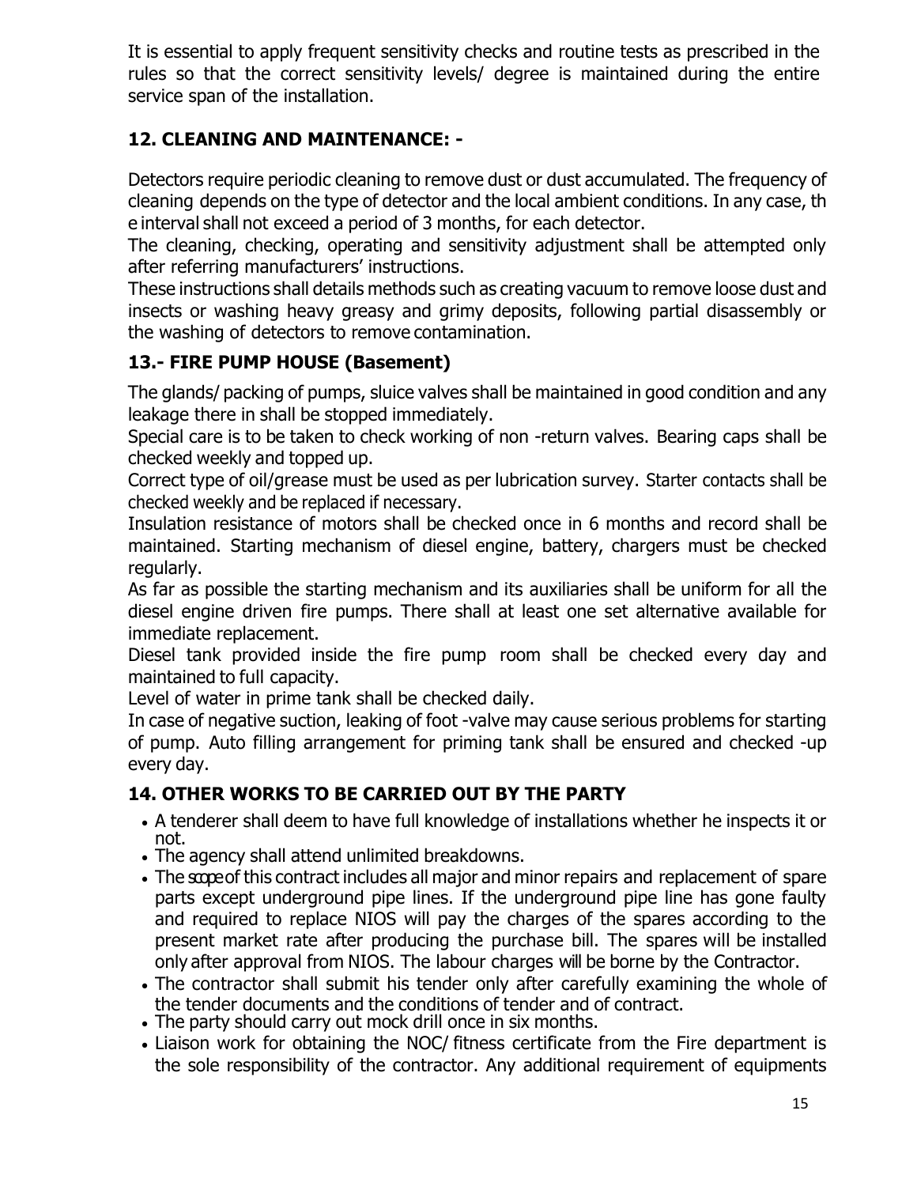It is essential to apply frequent sensitivity checks and routine tests as prescribed in the rules so that the correct sensitivity levels/ degree is maintained during the entire service span of the installation.

## 12. CLEANING AND MAINTENANCE: -

Detectors require periodic cleaning to remove dust or dust accumulated. The frequency of cleaning depends on the type of detector and the local ambient conditions. In any case, th e interval shall not exceed a period of 3 months, for each detector.

The cleaning, checking, operating and sensitivity adjustment shall be attempted only after referring manufacturers' instructions.

These instructions shall details methods such as creating vacuum to remove loose dust and insects or washing heavy greasy and grimy deposits, following partial disassembly or the washing of detectors to remove contamination.

## 13.- FIRE PUMP HOUSE (Basement)

The glands/ packing of pumps, sluice valves shall be maintained in good condition and any leakage there in shall be stopped immediately.

Special care is to be taken to check working of non -return valves. Bearing caps shall be checked weekly and topped up.

Correct type of oil/grease must be used as per lubrication survey. Starter contacts shall be checked weekly and be replaced if necessary.

Insulation resistance of motors shall be checked once in 6 months and record shall be maintained. Starting mechanism of diesel engine, battery, chargers must be checked regularly.

As far as possible the starting mechanism and its auxiliaries shall be uniform for all the diesel engine driven fire pumps. There shall at least one set alternative available for immediate replacement.

Diesel tank provided inside the fire pump room shall be checked every day and maintained to full capacity.

Level of water in prime tank shall be checked daily.

In case of negative suction, leaking of foot -valve may cause serious problems for starting of pump. Auto filling arrangement for priming tank shall be ensured and checked -up every day.

## 14. OTHER WORKS TO BE CARRIED OUT BY THE PARTY

- A tenderer shall deem to have full knowledge of installations whether he inspects it or not.
- The agency shall attend unlimited breakdowns.
- The scope of this contract includes all major and minor repairs and replacement of spare parts except underground pipe lines. If the underground pipe line has gone faulty and required to replace NIOS will pay the charges of the spares according to the present market rate after producing the purchase bill. The spares will be installed only after approval from NIOS. The labour charges will be borne by the Contractor.
- The contractor shall submit his tender only after carefully examining the whole of the tender documents and the conditions of tender and of contract.
- The party should carry out mock drill once in six months.
- Liaison work for obtaining the NOC/ fitness certificate from the Fire department is the sole responsibility of the contractor. Any additional requirement of equipments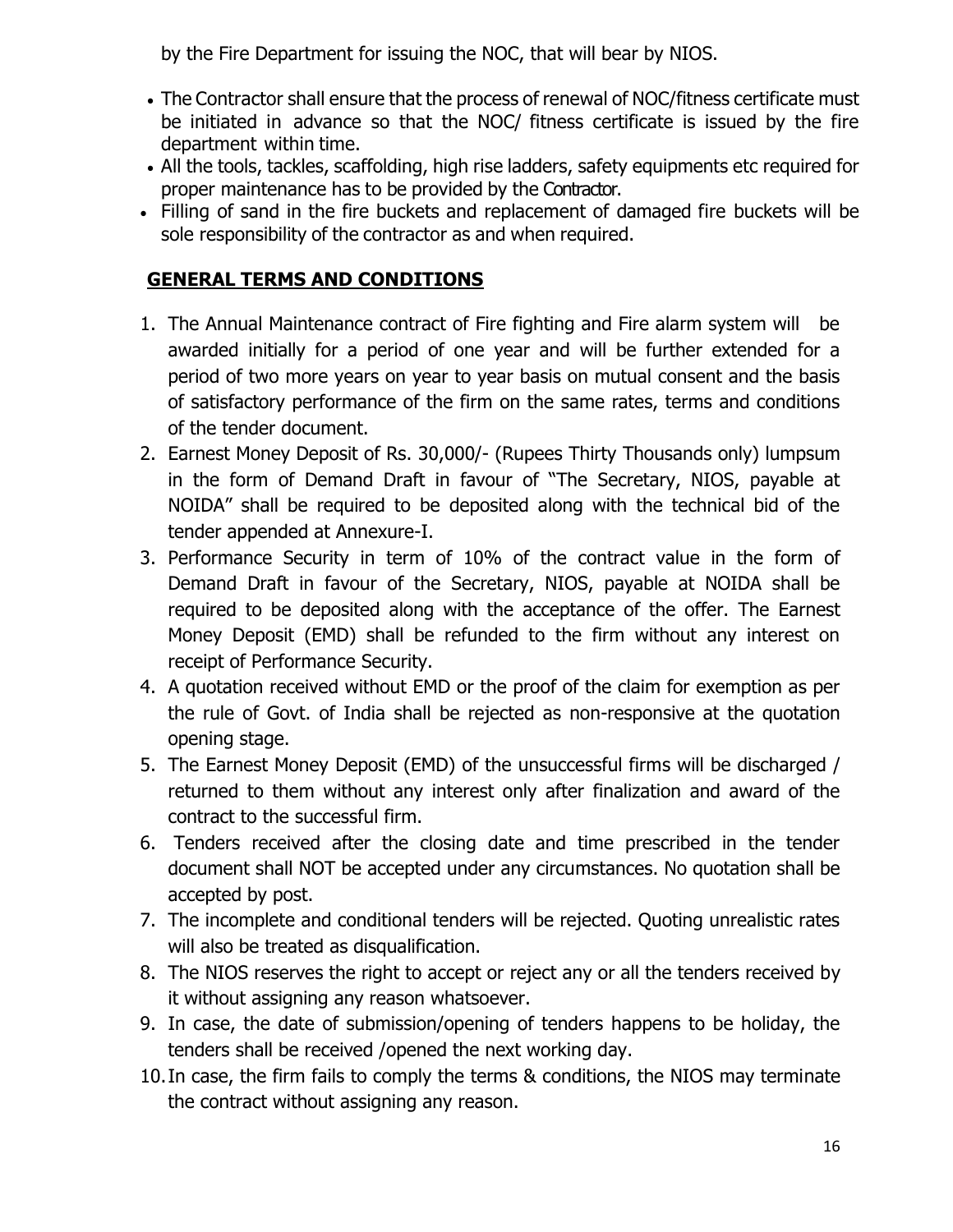by the Fire Department for issuing the NOC, that will bear by NIOS.

- The Contractor shall ensure that the process of renewal of NOC/fitness certificate must be initiated in advance so that the NOC/ fitness certificate is issued by the fire department within time.
- All the tools, tackles, scaffolding, high rise ladders, safety equipments etc required for proper maintenance has to be provided by the Contractor.
- Filling of sand in the fire buckets and replacement of damaged fire buckets will be sole responsibility of the contractor as and when required.

## **GENERAL TERMS AND CONDITIONS**

1. The Annual Maintenance contract of Fire fighting and Fire alarm system will be awarded initially for a period of one year and will be further extended for a period of two more years on year to year basis on mutual consent and the basis of satisfactory performance of the firm on the same rates, terms and conditions of the tender document.
2. Earnest Money Deposit of Rs. 30,000/- (Rupees Thirty Thousands only) lumpsum in the form of Demand Draft in favour of "The Secretary, NIOS, payable at NOIDA" shall be required to be deposited along with the technical bid of the tender appended at Annexure-I.
3. Performance Security in term of 10% of the contract value in the form of Demand Draft in favour of the Secretary, NIOS, payable at NOIDA shall be required to be deposited along with the acceptance of the offer. The Earnest Money Deposit (EMD) shall be refunded to the firm without any interest on receipt of Performance Security.
4. A quotation received without EMD or the proof of the claim for exemption as per the rule of Govt. of India shall be rejected as non-responsive at the quotation opening stage.
5. The Earnest Money Deposit (EMD) of the unsuccessful firms will be discharged / returned to them without any interest only after finalization and award of the contract to the successful firm.
6. Tenders received after the closing date and time prescribed in the tender document shall NOT be accepted under any circumstances. No quotation shall be accepted by post.
7. The incomplete and conditional tenders will be rejected. Quoting unrealistic rates will also be treated as disqualification.
8. The NIOS reserves the right to accept or reject any or all the tenders received by it without assigning any reason whatsoever.
9. In case, the date of submission/opening of tenders happens to be holiday, the tenders shall be received /opened the next working day.
10. In case, the firm fails to comply the terms & conditions, the NIOS may terminate the contract without assigning any reason.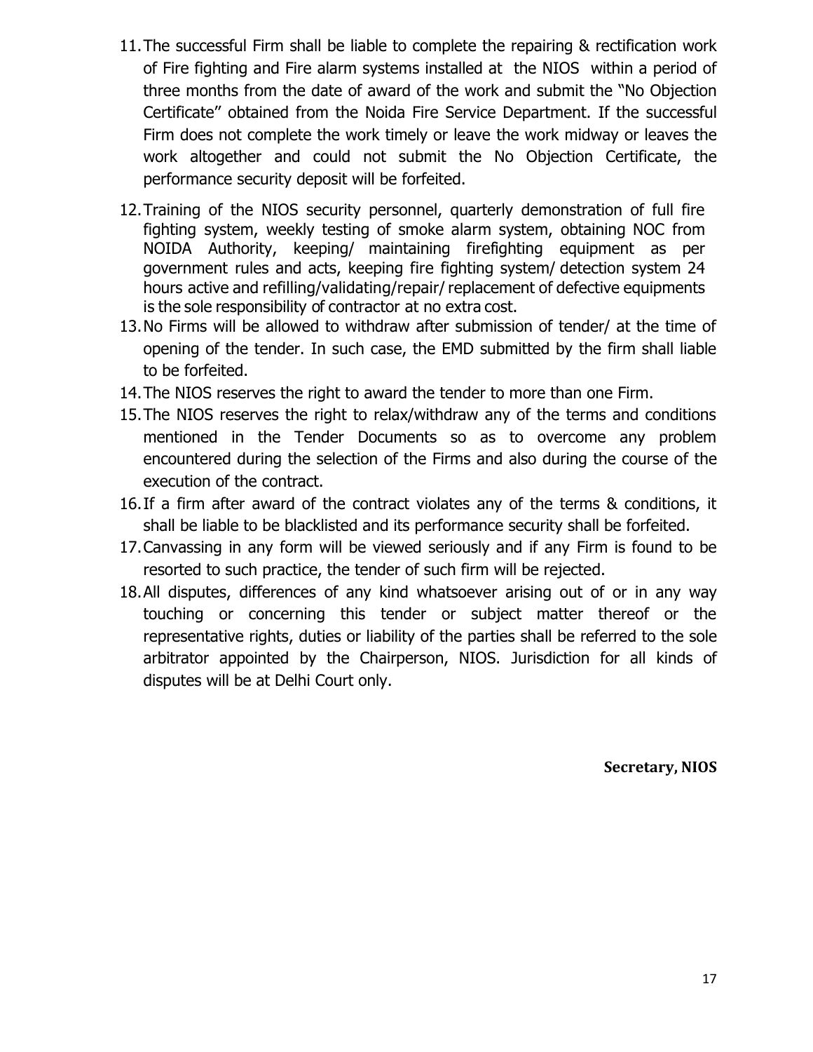11. The successful Firm shall be liable to complete the repairing & rectification work of Fire fighting and Fire alarm systems installed at the NIOS within a period of three months from the date of award of the work and submit the "No Objection Certificate" obtained from the Noida Fire Service Department. If the successful Firm does not complete the work timely or leave the work midway or leaves the work altogether and could not submit the No Objection Certificate, the performance security deposit will be forfeited.
12. Training of the NIOS security personnel, quarterly demonstration of full fire fighting system, weekly testing of smoke alarm system, obtaining NOC from NOIDA Authority, keeping/ maintaining firefighting equipment as per government rules and acts, keeping fire fighting system/ detection system 24 hours active and refilling/validating/repair/ replacement of defective equipments is the sole responsibility of contractor at no extra cost.
13. No Firms will be allowed to withdraw after submission of tender/ at the time of opening of the tender. In such case, the EMD submitted by the firm shall liable to be forfeited.
14. The NIOS reserves the right to award the tender to more than one Firm.
15. The NIOS reserves the right to relax/withdraw any of the terms and conditions mentioned in the Tender Documents so as to overcome any problem encountered during the selection of the Firms and also during the course of the execution of the contract.
16. If a firm after award of the contract violates any of the terms & conditions, it shall be liable to be blacklisted and its performance security shall be forfeited.
17. Canvassing in any form will be viewed seriously and if any Firm is found to be resorted to such practice, the tender of such firm will be rejected.
18. All disputes, differences of any kind whatsoever arising out of or in any way touching or concerning this tender or subject matter thereof or the representative rights, duties or liability of the parties shall be referred to the sole arbitrator appointed by the Chairperson, NIOS. Jurisdiction for all kinds of disputes will be at Delhi Court only.

**Secretary, NIOS**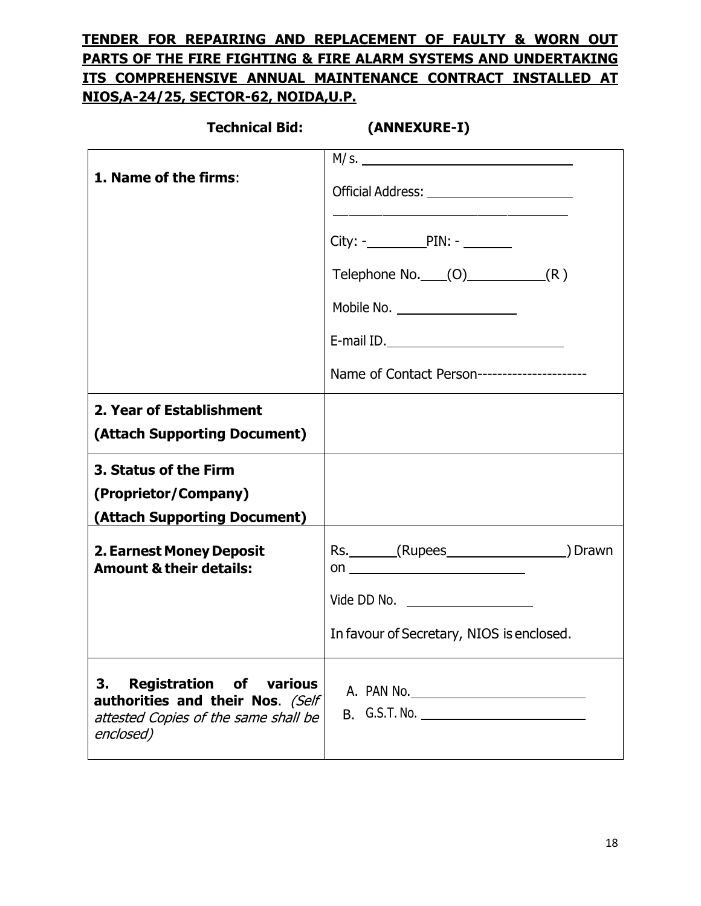**TENDER FOR REPAIRING AND REPLACEMENT OF FAULTY & WORN OUT PARTS OF THE FIRE FIGHTING & FIRE ALARM SYSTEMS AND UNDERTAKING ITS COMPREHENSIVE ANNUAL MAINTENANCE CONTRACT INSTALLED AT NIOS,A-24/25, SECTOR-62, NOIDA,U.P.**

**Technical Bid: (ANNEXURE-I)**

| | |
|---|---|
| **1. Name of the firms**: | M/s. ______________________<br>Official Address: ______________________<br>______________________<br>City: -________PIN: - _______<br>Telephone No.____(O)__________(R )<br>Mobile No. ______________<br>E-mail ID.______________________<br>Name of Contact Person---------------------- |
| **2. Year of Establishment (Attach Supporting Document)** | |
| **3. Status of the Firm (Proprietor/Company) (Attach Supporting Document)** | |
| **2. Earnest Money Deposit Amount & their details:** | Rs._______(Rupees________________) Drawn on ______________________<br>Vide DD No. ______________<br>In favour of Secretary, NIOS is enclosed. |
| **3. Registration of various authorities and their Nos**. *(Self attested Copies of the same shall be enclosed)* | A. PAN No.______________________<br>B. G.S.T. No. ______________________ |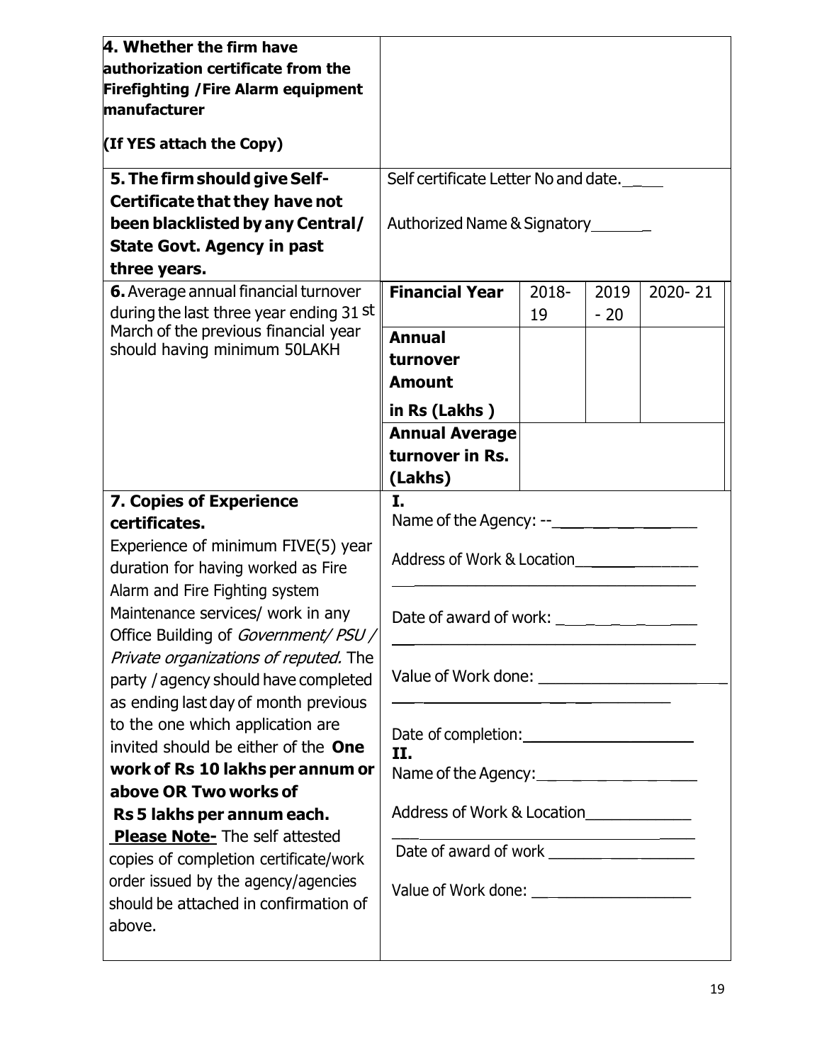| | | | | |
|---|---|---|---|---|
| **4. Whether the firm have authorization certificate from the Firefighting /Fire Alarm equipment manufacturer**<br><br>**(If YES attach the Copy)** | | | | |
| **5. The firm should give Self-Certificate that they have not been blacklisted by any Central/ State Govt. Agency in past three years.** | Self certificate Letter No and date. ____<br><br>Authorized Name & Signatory_______ | | | |
| **6.** Average annual financial turnover during the last three year ending 31 st March of the previous financial year should having minimum 50LAKH | **Financial Year** | 2018-19 | 2019 - 20 | 2020- 21 |
| | **Annual turnover Amount in Rs (Lakhs )** | | | |
| | **Annual Average turnover in Rs. (Lakhs)** | | | |
| **7. Copies of Experience certificates.**<br>Experience of minimum FIVE(5) year duration for having worked as Fire Alarm and Fire Fighting system Maintenance services/ work in any Office Building of *Government/ PSU / Private organizations of reputed.* The party / agency should have completed as ending last day of month previous to the one which application are invited should be either of the **One work of Rs 10 lakhs per annum or above OR Two works of Rs 5 lakhs per annum each.**<br>**Please Note-** The self attested copies of completion certificate/work order issued by the agency/agencies should be attached in confirmation of above. | **I.**<br>Name of the Agency: --________________<br><br>Address of Work & Location______________<br>________________________________<br><br>Date of award of work: ________________<br>________________________________<br><br>Value of Work done: ____________________<br>________________________________<br><br>Date of completion:___________________<br>**II.**<br>Name of the Agency:__________________<br><br>Address of Work & Location____________<br>________________________________<br>Date of award of work ________________<br><br>Value of Work done: __________________ | | | |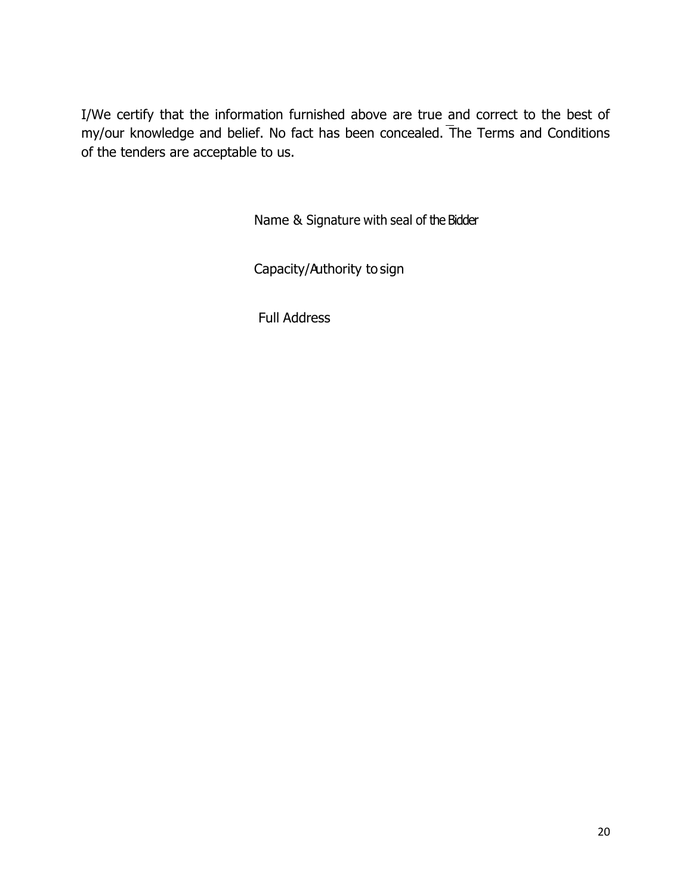I/We certify that the information furnished above are true and correct to the best of my/our knowledge and belief. No fact has been concealed. The Terms and Conditions of the tenders are acceptable to us.

Name & Signature with seal of the Bidder

Capacity/Authority to sign

Full Address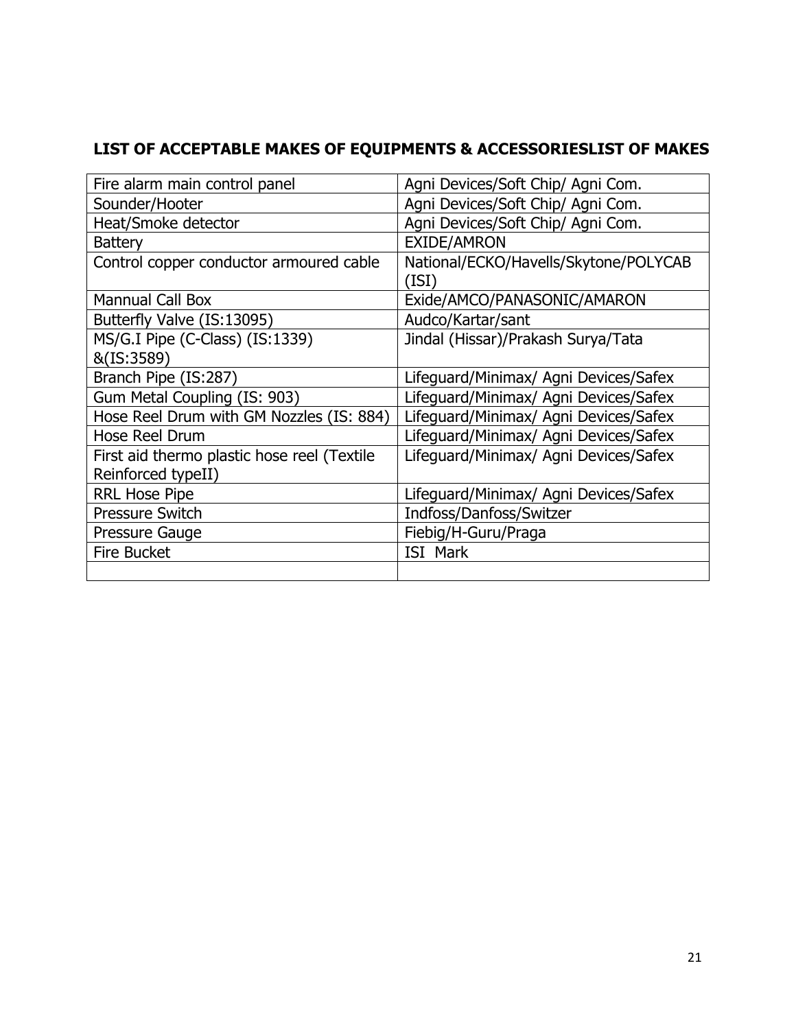## LIST OF ACCEPTABLE MAKES OF EQUIPMENTS & ACCESSORIESLIST OF MAKES

| Fire alarm main control panel | Agni Devices/Soft Chip/ Agni Com. |
|---|---|
| Sounder/Hooter | Agni Devices/Soft Chip/ Agni Com. |
| Heat/Smoke detector | Agni Devices/Soft Chip/ Agni Com. |
| Battery | EXIDE/AMRON |
| Control copper conductor armoured cable | National/ECKO/Havells/Skytone/POLYCAB (ISI) |
| Mannual Call Box | Exide/AMCO/PANASONIC/AMARON |
| Butterfly Valve (IS:13095) | Audco/Kartar/sant |
| MS/G.I Pipe (C-Class) (IS:1339) &(IS:3589) | Jindal (Hissar)/Prakash Surya/Tata |
| Branch Pipe (IS:287) | Lifeguard/Minimax/ Agni Devices/Safex |
| Gum Metal Coupling (IS: 903) | Lifeguard/Minimax/ Agni Devices/Safex |
| Hose Reel Drum with GM Nozzles (IS: 884) | Lifeguard/Minimax/ Agni Devices/Safex |
| Hose Reel Drum | Lifeguard/Minimax/ Agni Devices/Safex |
| First aid thermo plastic hose reel (Textile Reinforced typeII) | Lifeguard/Minimax/ Agni Devices/Safex |
| RRL Hose Pipe | Lifeguard/Minimax/ Agni Devices/Safex |
| Pressure Switch | Indfoss/Danfoss/Switzer |
| Pressure Gauge | Fiebig/H-Guru/Praga |
| Fire Bucket | ISI Mark |
| | |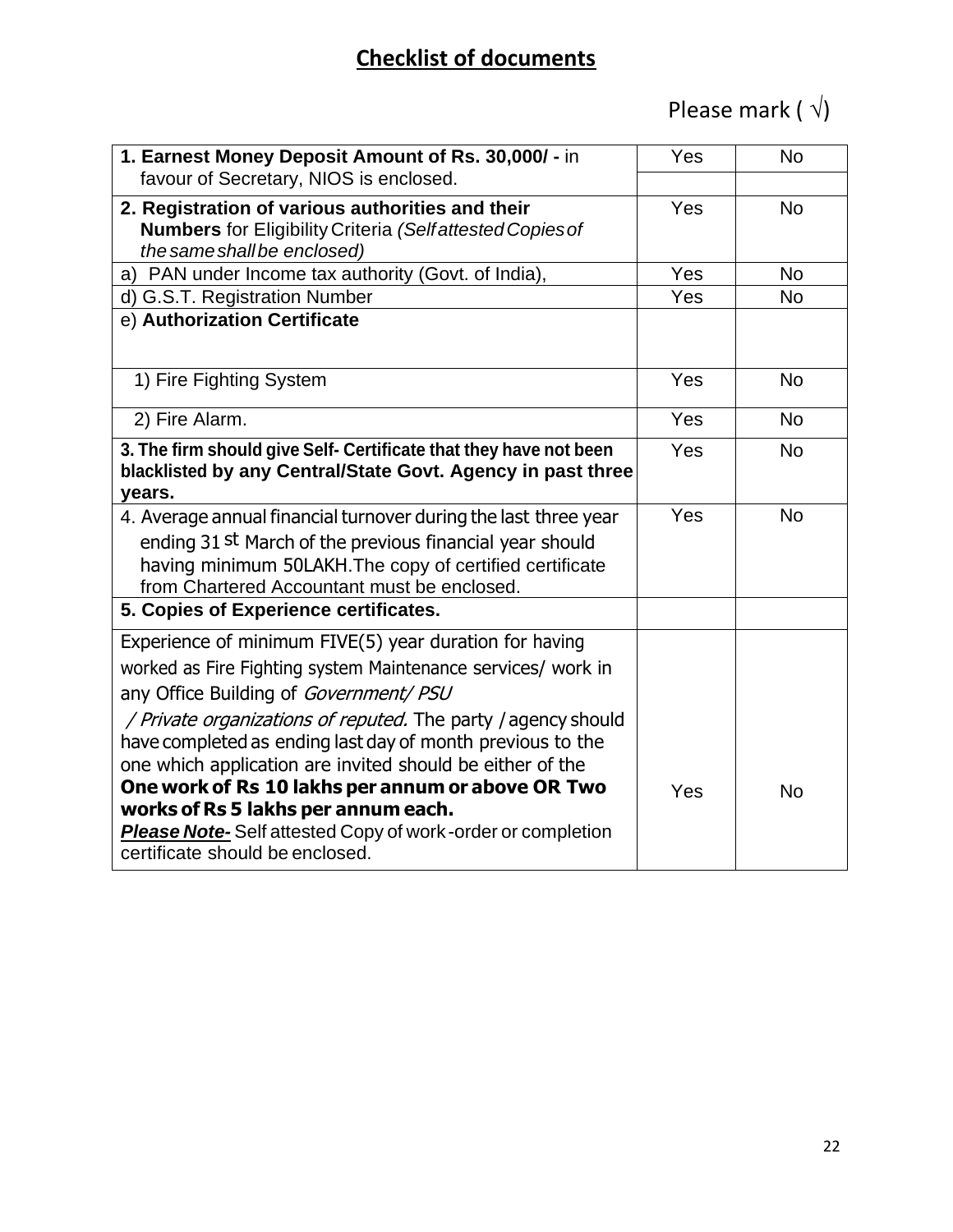## Checklist of documents

Please mark ( √)

| | | |
|---|---|---|
| **1. Earnest Money Deposit Amount of Rs. 30,000/ -** in favour of Secretary, NIOS is enclosed. | Yes | No |
| **2. Registration of various authorities and their Numbers** for Eligibility Criteria *(Self attested Copies of the same shall be enclosed)* | Yes | No |
| a) PAN under Income tax authority (Govt. of India), | Yes | No |
| d) G.S.T. Registration Number | Yes | No |
| e) **Authorization Certificate** | | |
| 1) Fire Fighting System | Yes | No |
| 2) Fire Alarm. | Yes | No |
| **3. The firm should give Self- Certificate that they have not been blacklisted by any Central/State Govt. Agency in past three years.** | Yes | No |
| 4. Average annual financial turnover during the last three year ending 31 st March of the previous financial year should having minimum 50LAKH.The copy of certified certificate from Chartered Accountant must be enclosed. | Yes | No |
| **5. Copies of Experience certificates.** | | |
| Experience of minimum FIVE(5) year duration for having worked as Fire Fighting system Maintenance services/ work in any Office Building of *Government/ PSU / Private organizations of reputed.* The party / agency should have completed as ending last day of month previous to the one which application are invited should be either of the **One work of Rs 10 lakhs per annum or above OR Two works of Rs 5 lakhs per annum each.** ***Please Note-*** Self attested Copy of work-order or completion certificate should be enclosed. | Yes | No |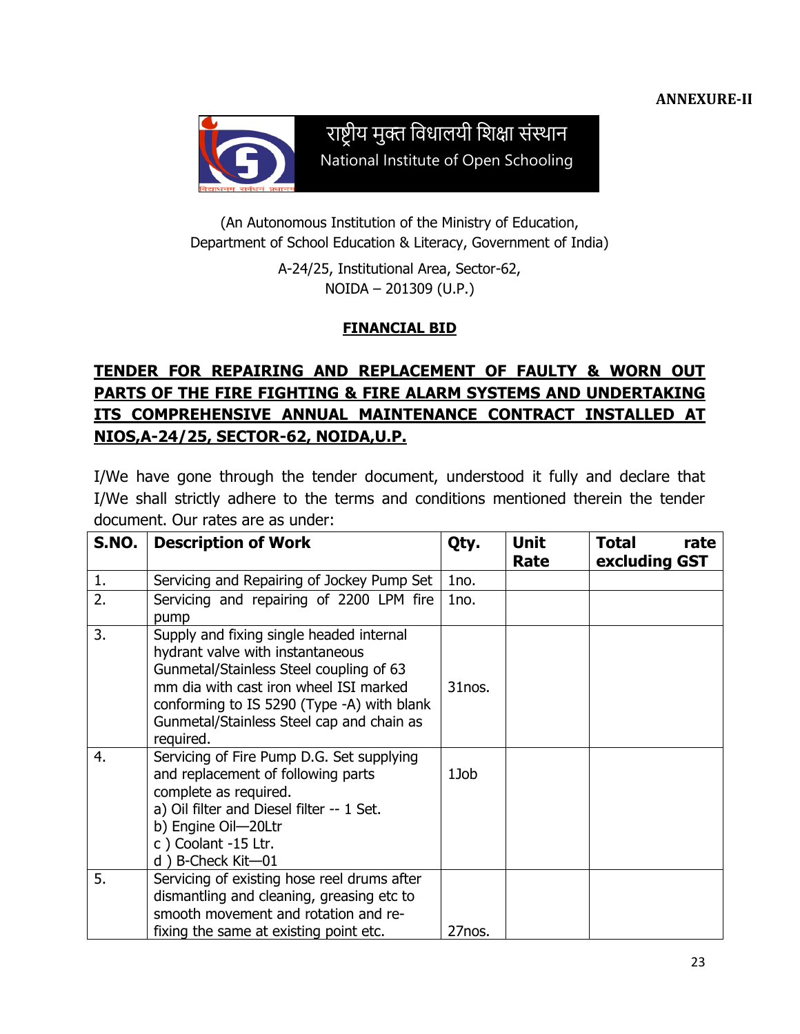**ANNEXURE-II**

राष्ट्रीय मुक्त विधालयी शिक्षा संस्थान

National Institute of Open Schooling

(An Autonomous Institution of the Ministry of Education,
Department of School Education & Literacy, Government of India)

A-24/25, Institutional Area, Sector-62,
NOIDA – 201309 (U.P.)

## FINANCIAL BID

## TENDER FOR REPAIRING AND REPLACEMENT OF FAULTY & WORN OUT PARTS OF THE FIRE FIGHTING & FIRE ALARM SYSTEMS AND UNDERTAKING ITS COMPREHENSIVE ANNUAL MAINTENANCE CONTRACT INSTALLED AT NIOS,A-24/25, SECTOR-62, NOIDA,U.P.

I/We have gone through the tender document, understood it fully and declare that I/We shall strictly adhere to the terms and conditions mentioned therein the tender document. Our rates are as under:

| S.NO. | Description of Work | Qty. | Unit Rate | Total rate excluding GST |
|---|---|---|---|---|
| 1. | Servicing and Repairing of Jockey Pump Set | 1no. | | |
| 2. | Servicing and repairing of 2200 LPM fire pump | 1no. | | |
| 3. | Supply and fixing single headed internal hydrant valve with instantaneous Gunmetal/Stainless Steel coupling of 63 mm dia with cast iron wheel ISI marked conforming to IS 5290 (Type -A) with blank Gunmetal/Stainless Steel cap and chain as required. | 31nos. | | |
| 4. | Servicing of Fire Pump D.G. Set supplying and replacement of following parts complete as required.<br>a) Oil filter and Diesel filter -- 1 Set.<br>b) Engine Oil—20Ltr<br>c ) Coolant -15 Ltr.<br>d ) B-Check Kit—01 | 1Job | | |
| 5. | Servicing of existing hose reel drums after dismantling and cleaning, greasing etc to smooth movement and rotation and re-fixing the same at existing point etc. | 27nos. | | |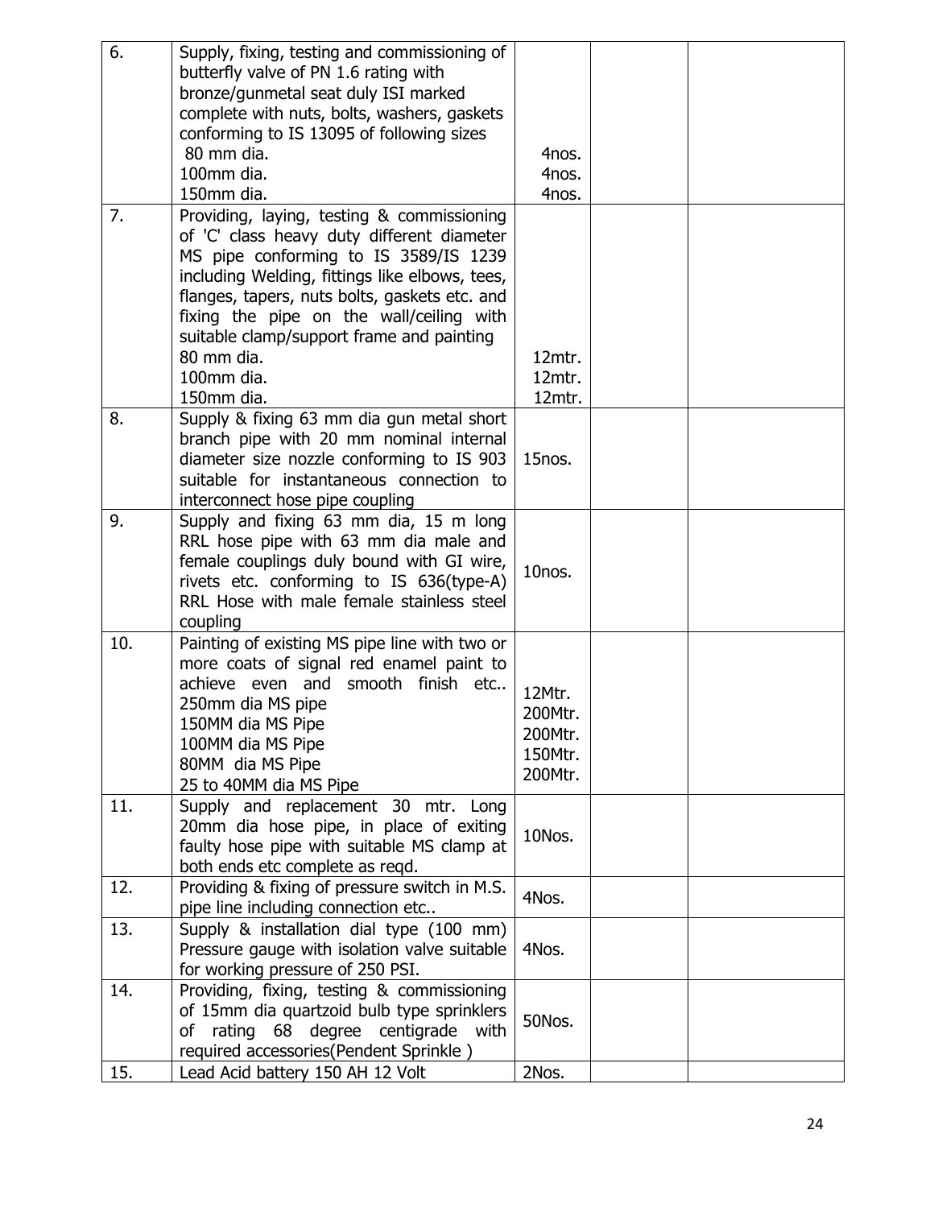| | | | | |
|---|---|---|---|---|
| 6. | Supply, fixing, testing and commissioning of butterfly valve of PN 1.6 rating with bronze/gunmetal seat duly ISI marked complete with nuts, bolts, washers, gaskets conforming to IS 13095 of following sizes<br>80 mm dia.<br>100mm dia.<br>150mm dia. | <br><br><br><br><br>4nos.<br>4nos.<br>4nos. | | |
| 7. | Providing, laying, testing & commissioning of 'C' class heavy duty different diameter MS pipe conforming to IS 3589/IS 1239 including Welding, fittings like elbows, tees, flanges, tapers, nuts bolts, gaskets etc. and fixing the pipe on the wall/ceiling with suitable clamp/support frame and painting<br>80 mm dia.<br>100mm dia.<br>150mm dia. | <br><br><br><br><br><br>12mtr.<br>12mtr.<br>12mtr. | | |
| 8. | Supply & fixing 63 mm dia gun metal short branch pipe with 20 mm nominal internal diameter size nozzle conforming to IS 903 suitable for instantaneous connection to interconnect hose pipe coupling | 15nos. | | |
| 9. | Supply and fixing 63 mm dia, 15 m long RRL hose pipe with 63 mm dia male and female couplings duly bound with GI wire, rivets etc. conforming to IS 636(type-A) RRL Hose with male female stainless steel coupling | 10nos. | | |
| 10. | Painting of existing MS pipe line with two or more coats of signal red enamel paint to achieve even and smooth finish etc..<br>250mm dia MS pipe<br>150MM dia MS Pipe<br>100MM dia MS Pipe<br>80MM dia MS Pipe<br>25 to 40MM dia MS Pipe | 12Mtr.<br>200Mtr.<br>200Mtr.<br>150Mtr.<br>200Mtr. | | |
| 11. | Supply and replacement 30 mtr. Long 20mm dia hose pipe, in place of exiting faulty hose pipe with suitable MS clamp at both ends etc complete as reqd. | 10Nos. | | |
| 12. | Providing & fixing of pressure switch in M.S. pipe line including connection etc.. | 4Nos. | | |
| 13. | Supply & installation dial type (100 mm) Pressure gauge with isolation valve suitable for working pressure of 250 PSI. | 4Nos. | | |
| 14. | Providing, fixing, testing & commissioning of 15mm dia quartzoid bulb type sprinklers of rating 68 degree centigrade with required accessories(Pendent Sprinkle ) | 50Nos. | | |
| 15. | Lead Acid battery 150 AH 12 Volt | 2Nos. | | |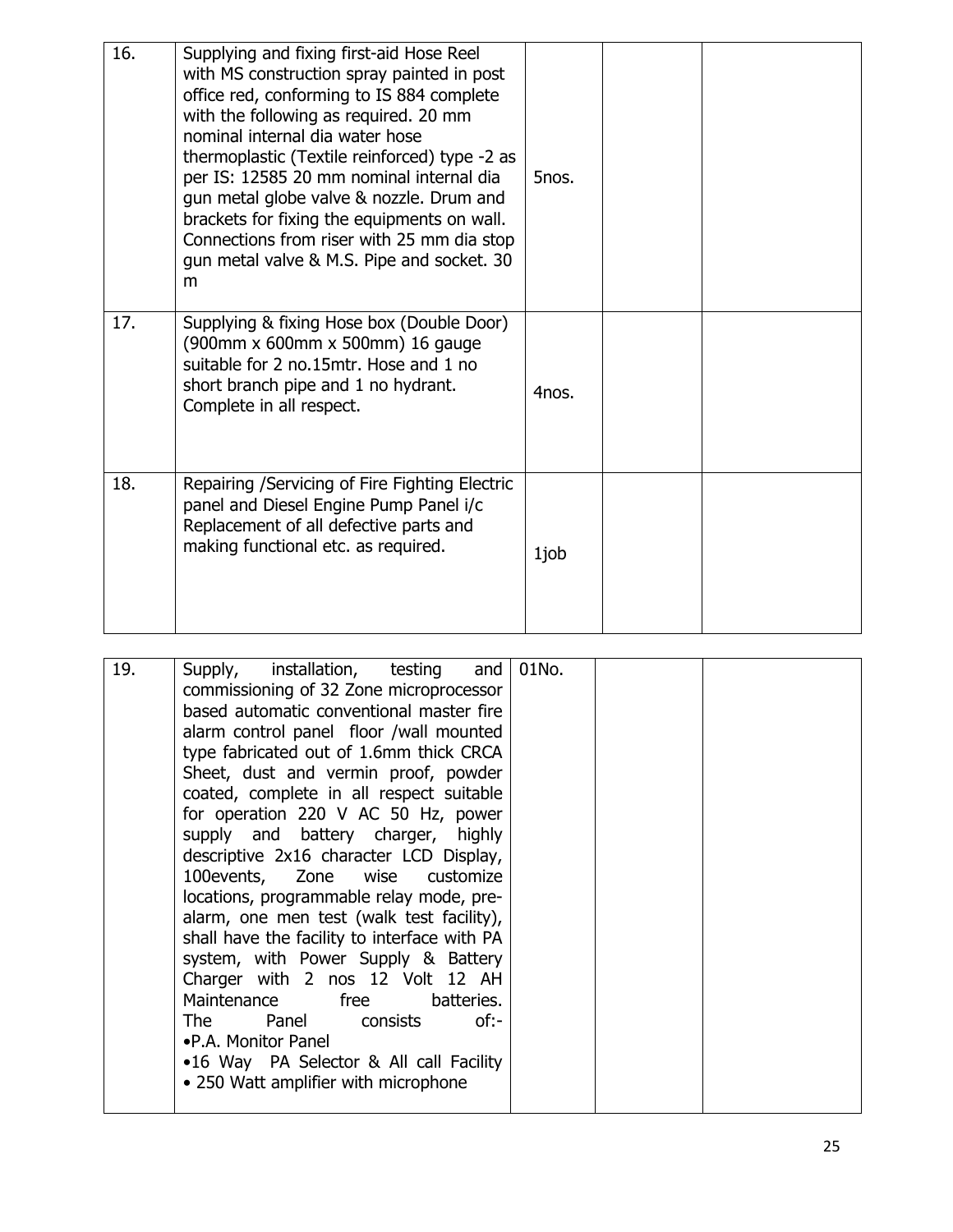| | | | | |
|---|---|---|---|---|
| 16. | Supplying and fixing first-aid Hose Reel with MS construction spray painted in post office red, conforming to IS 884 complete with the following as required. 20 mm nominal internal dia water hose thermoplastic (Textile reinforced) type -2 as per IS: 12585 20 mm nominal internal dia gun metal globe valve & nozzle. Drum and brackets for fixing the equipments on wall. Connections from riser with 25 mm dia stop gun metal valve & M.S. Pipe and socket. 30 m | 5nos. | | |
| 17. | Supplying & fixing Hose box (Double Door) (900mm x 600mm x 500mm) 16 gauge suitable for 2 no.15mtr. Hose and 1 no short branch pipe and 1 no hydrant. Complete in all respect. | 4nos. | | |
| 18. | Repairing /Servicing of Fire Fighting Electric panel and Diesel Engine Pump Panel i/c Replacement of all defective parts and making functional etc. as required. | 1job | | |

| | | | | |
|---|---|---|---|---|
| 19. | Supply, installation, testing and commissioning of 32 Zone microprocessor based automatic conventional master fire alarm control panel floor /wall mounted type fabricated out of 1.6mm thick CRCA Sheet, dust and vermin proof, powder coated, complete in all respect suitable for operation 220 V AC 50 Hz, power supply and battery charger, highly descriptive 2x16 character LCD Display, 100events, Zone wise customize locations, programmable relay mode, pre-alarm, one men test (walk test facility), shall have the facility to interface with PA system, with Power Supply & Battery Charger with 2 nos 12 Volt 12 AH Maintenance free batteries. The Panel consists of:- <br>•P.A. Monitor Panel <br>•16 Way PA Selector & All call Facility <br>• 250 Watt amplifier with microphone | 01No. | | |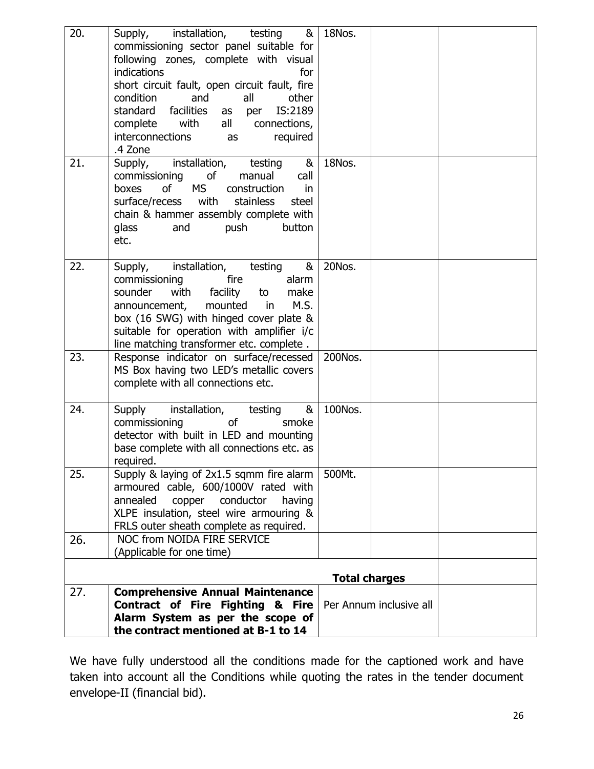| 20. | Supply, installation, testing & commissioning sector panel suitable for following zones, complete with visual indications for short circuit fault, open circuit fault, fire condition and all other standard facilities as per IS:2189 complete with all connections, interconnections as required .4 Zone | 18Nos. | | |
|---|---|---|---|---|
| 21. | Supply, installation, testing & commissioning of manual call boxes of MS construction in surface/recess with stainless steel chain & hammer assembly complete with glass and push button etc. | 18Nos. | | |
| 22. | Supply, installation, testing & commissioning fire alarm sounder with facility to make announcement, mounted in M.S. box (16 SWG) with hinged cover plate & suitable for operation with amplifier i/c line matching transformer etc. complete . | 20Nos. | | |
| 23. | Response indicator on surface/recessed MS Box having two LED's metallic covers complete with all connections etc. | 200Nos. | | |
| 24. | Supply installation, testing & commissioning of smoke detector with built in LED and mounting base complete with all connections etc. as required. | 100Nos. | | |
| 25. | Supply & laying of 2x1.5 sqmm fire alarm armoured cable, 600/1000V rated with annealed copper conductor having XLPE insulation, steel wire armouring & FRLS outer sheath complete as required. | 500Mt. | | |
| 26. | NOC from NOIDA FIRE SERVICE (Applicable for one time) | | | |
| | | **Total charges** | | |
| 27. | **Comprehensive Annual Maintenance Contract of Fire Fighting & Fire Alarm System as per the scope of the contract mentioned at B-1 to 14** | Per Annum inclusive all | | |

We have fully understood all the conditions made for the captioned work and have taken into account all the Conditions while quoting the rates in the tender document envelope-II (financial bid).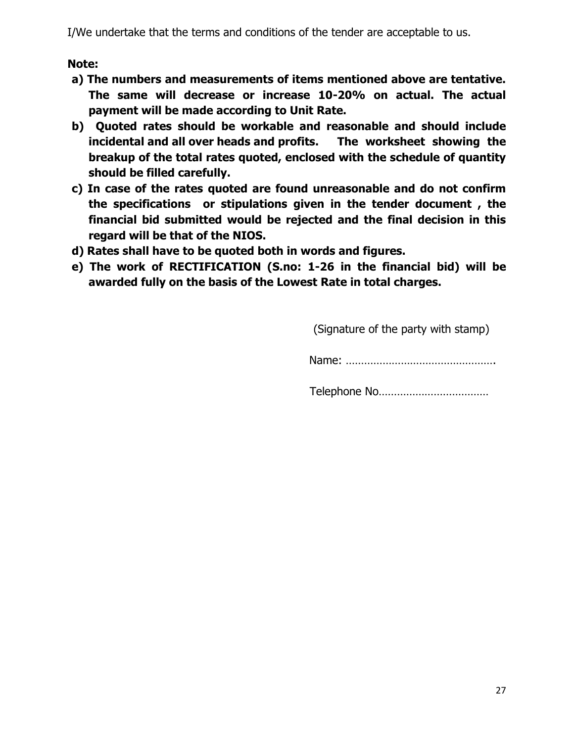I/We undertake that the terms and conditions of the tender are acceptable to us.

**Note:**

**a) The numbers and measurements of items mentioned above are tentative. The same will decrease or increase 10-20% on actual. The actual payment will be made according to Unit Rate.**

**b) Quoted rates should be workable and reasonable and should include incidental and all over heads and profits. The worksheet showing the breakup of the total rates quoted, enclosed with the schedule of quantity should be filled carefully.**

**c) In case of the rates quoted are found unreasonable and do not confirm the specifications or stipulations given in the tender document , the financial bid submitted would be rejected and the final decision in this regard will be that of the NIOS.**

**d) Rates shall have to be quoted both in words and figures.**

**e) The work of RECTIFICATION (S.no: 1-26 in the financial bid) will be awarded fully on the basis of the Lowest Rate in total charges.**

(Signature of the party with stamp)

Name: …………………………………………….

Telephone No………………………………